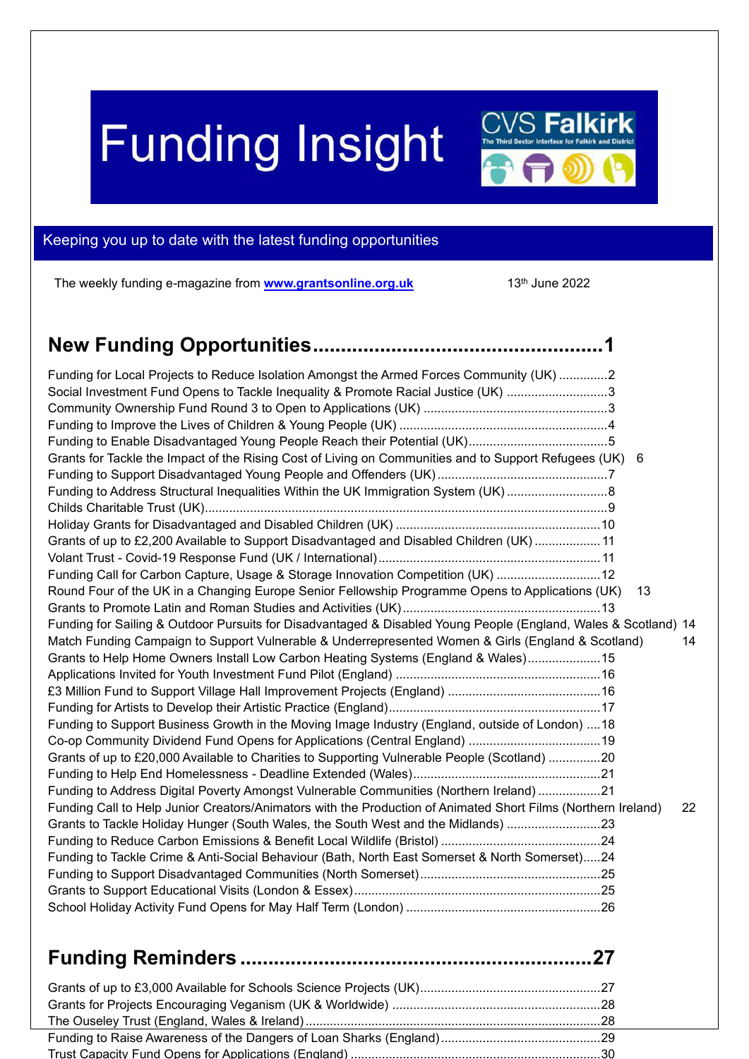# Funding Insight

CVS Falkirk
The Third Sector Interface for Falkirk and District

Keeping you up to date with the latest funding opportunities

The weekly funding e-magazine from **www.grantsonline.org.uk** 13th June 2022

## New Funding Opportunities.....1

- Funding for Local Projects to Reduce Isolation Amongst the Armed Forces Community (UK) .....2
- Social Investment Fund Opens to Tackle Inequality & Promote Racial Justice (UK) .....3
- Community Ownership Fund Round 3 to Open to Applications (UK) .....3
- Funding to Improve the Lives of Children & Young People (UK) .....4
- Funding to Enable Disadvantaged Young People Reach their Potential (UK).....5
- Grants for Tackle the Impact of the Rising Cost of Living on Communities and to Support Refugees (UK) 6
- Funding to Support Disadvantaged Young People and Offenders (UK).....7
- Funding to Address Structural Inequalities Within the UK Immigration System (UK) .....8
- Childs Charitable Trust (UK).....9
- Holiday Grants for Disadvantaged and Disabled Children (UK) .....10
- Grants of up to £2,200 Available to Support Disadvantaged and Disabled Children (UK) .....11
- Volant Trust - Covid-19 Response Fund (UK / International).....11
- Funding Call for Carbon Capture, Usage & Storage Innovation Competition (UK) .....12
- Round Four of the UK in a Changing Europe Senior Fellowship Programme Opens to Applications (UK) 13
- Grants to Promote Latin and Roman Studies and Activities (UK).....13
- Funding for Sailing & Outdoor Pursuits for Disadvantaged & Disabled Young People (England, Wales & Scotland) 14
- Match Funding Campaign to Support Vulnerable & Underrepresented Women & Girls (England & Scotland) 14
- Grants to Help Home Owners Install Low Carbon Heating Systems (England & Wales).....15
- Applications Invited for Youth Investment Fund Pilot (England) .....16
- £3 Million Fund to Support Village Hall Improvement Projects (England) .....16
- Funding for Artists to Develop their Artistic Practice (England).....17
- Funding to Support Business Growth in the Moving Image Industry (England, outside of London) .....18
- Co-op Community Dividend Fund Opens for Applications (Central England) .....19
- Grants of up to £20,000 Available to Charities to Supporting Vulnerable People (Scotland) .....20
- Funding to Help End Homelessness - Deadline Extended (Wales).....21
- Funding to Address Digital Poverty Amongst Vulnerable Communities (Northern Ireland) .....21
- Funding Call to Help Junior Creators/Animators with the Production of Animated Short Films (Northern Ireland) 22
- Grants to Tackle Holiday Hunger (South Wales, the South West and the Midlands) .....23
- Funding to Reduce Carbon Emissions & Benefit Local Wildlife (Bristol) .....24
- Funding to Tackle Crime & Anti-Social Behaviour (Bath, North East Somerset & North Somerset).....24
- Funding to Support Disadvantaged Communities (North Somerset).....25
- Grants to Support Educational Visits (London & Essex).....25
- School Holiday Activity Fund Opens for May Half Term (London) .....26

## Funding Reminders.....27

- Grants of up to £3,000 Available for Schools Science Projects (UK).....27
- Grants for Projects Encouraging Veganism (UK & Worldwide) .....28
- The Ouseley Trust (England, Wales & Ireland).....28
- Funding to Raise Awareness of the Dangers of Loan Sharks (England).....29
- Trust Capacity Fund Opens for Applications (England) .....30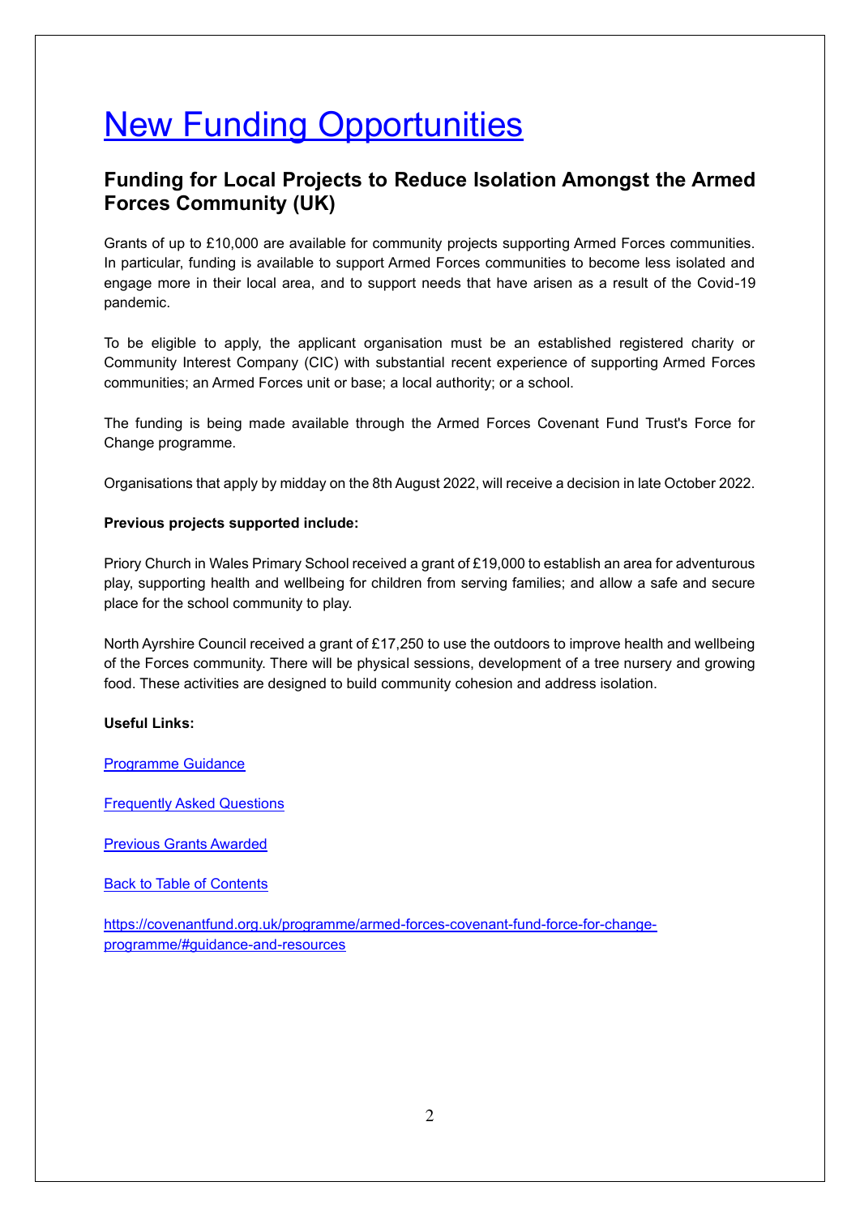# New Funding Opportunities

## Funding for Local Projects to Reduce Isolation Amongst the Armed Forces Community (UK)

Grants of up to £10,000 are available for community projects supporting Armed Forces communities. In particular, funding is available to support Armed Forces communities to become less isolated and engage more in their local area, and to support needs that have arisen as a result of the Covid-19 pandemic.

To be eligible to apply, the applicant organisation must be an established registered charity or Community Interest Company (CIC) with substantial recent experience of supporting Armed Forces communities; an Armed Forces unit or base; a local authority; or a school.

The funding is being made available through the Armed Forces Covenant Fund Trust's Force for Change programme.

Organisations that apply by midday on the 8th August 2022, will receive a decision in late October 2022.

**Previous projects supported include:**

Priory Church in Wales Primary School received a grant of £19,000 to establish an area for adventurous play, supporting health and wellbeing for children from serving families; and allow a safe and secure place for the school community to play.

North Ayrshire Council received a grant of £17,250 to use the outdoors to improve health and wellbeing of the Forces community. There will be physical sessions, development of a tree nursery and growing food. These activities are designed to build community cohesion and address isolation.

**Useful Links:**

Programme Guidance

Frequently Asked Questions

Previous Grants Awarded

Back to Table of Contents

https://covenantfund.org.uk/programme/armed-forces-covenant-fund-force-for-change-programme/#guidance-and-resources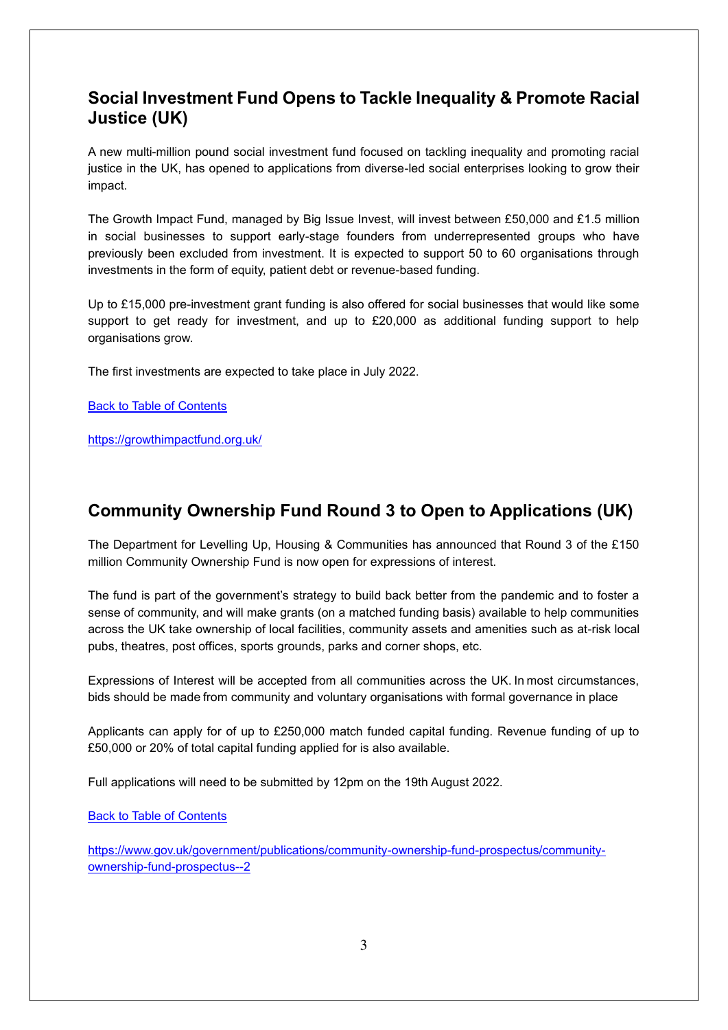## Social Investment Fund Opens to Tackle Inequality & Promote Racial Justice (UK)

A new multi-million pound social investment fund focused on tackling inequality and promoting racial justice in the UK, has opened to applications from diverse-led social enterprises looking to grow their impact.

The Growth Impact Fund, managed by Big Issue Invest, will invest between £50,000 and £1.5 million in social businesses to support early-stage founders from underrepresented groups who have previously been excluded from investment. It is expected to support 50 to 60 organisations through investments in the form of equity, patient debt or revenue-based funding.

Up to £15,000 pre-investment grant funding is also offered for social businesses that would like some support to get ready for investment, and up to £20,000 as additional funding support to help organisations grow.

The first investments are expected to take place in July 2022.

[Back to Table of Contents](#)

https://growthimpactfund.org.uk/

## Community Ownership Fund Round 3 to Open to Applications (UK)

The Department for Levelling Up, Housing & Communities has announced that Round 3 of the £150 million Community Ownership Fund is now open for expressions of interest.

The fund is part of the government's strategy to build back better from the pandemic and to foster a sense of community, and will make grants (on a matched funding basis) available to help communities across the UK take ownership of local facilities, community assets and amenities such as at-risk local pubs, theatres, post offices, sports grounds, parks and corner shops, etc.

Expressions of Interest will be accepted from all communities across the UK. In most circumstances, bids should be made from community and voluntary organisations with formal governance in place

Applicants can apply for of up to £250,000 match funded capital funding. Revenue funding of up to £50,000 or 20% of total capital funding applied for is also available.

Full applications will need to be submitted by 12pm on the 19th August 2022.

[Back to Table of Contents](#)

https://www.gov.uk/government/publications/community-ownership-fund-prospectus/community-ownership-fund-prospectus--2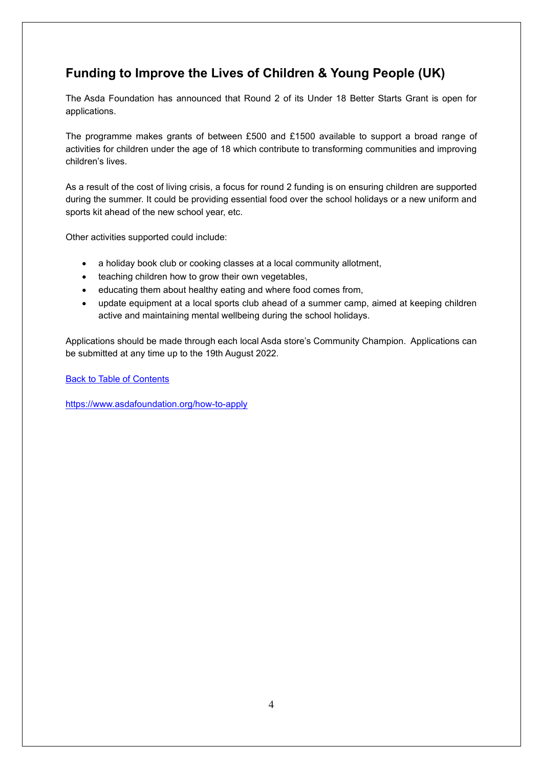## Funding to Improve the Lives of Children & Young People (UK)

The Asda Foundation has announced that Round 2 of its Under 18 Better Starts Grant is open for applications.

The programme makes grants of between £500 and £1500 available to support a broad range of activities for children under the age of 18 which contribute to transforming communities and improving children's lives.

As a result of the cost of living crisis, a focus for round 2 funding is on ensuring children are supported during the summer. It could be providing essential food over the school holidays or a new uniform and sports kit ahead of the new school year, etc.

Other activities supported could include:

- a holiday book club or cooking classes at a local community allotment,
- teaching children how to grow their own vegetables,
- educating them about healthy eating and where food comes from,
- update equipment at a local sports club ahead of a summer camp, aimed at keeping children active and maintaining mental wellbeing during the school holidays.

Applications should be made through each local Asda store's Community Champion. Applications can be submitted at any time up to the 19th August 2022.

Back to Table of Contents

https://www.asdafoundation.org/how-to-apply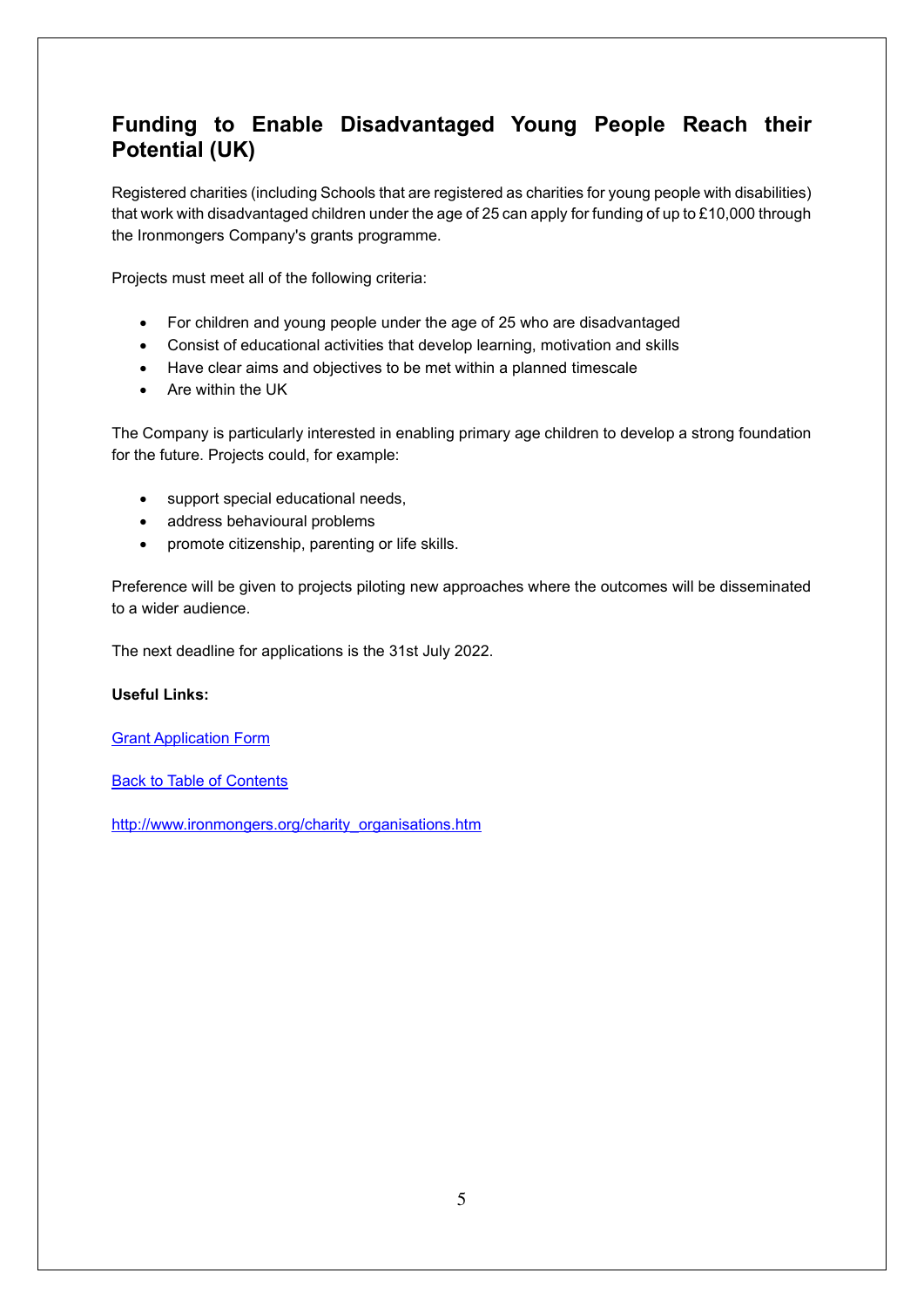## Funding to Enable Disadvantaged Young People Reach their Potential (UK)

Registered charities (including Schools that are registered as charities for young people with disabilities) that work with disadvantaged children under the age of 25 can apply for funding of up to £10,000 through the Ironmongers Company's grants programme.

Projects must meet all of the following criteria:

- For children and young people under the age of 25 who are disadvantaged
- Consist of educational activities that develop learning, motivation and skills
- Have clear aims and objectives to be met within a planned timescale
- Are within the UK

The Company is particularly interested in enabling primary age children to develop a strong foundation for the future. Projects could, for example:

- support special educational needs,
- address behavioural problems
- promote citizenship, parenting or life skills.

Preference will be given to projects piloting new approaches where the outcomes will be disseminated to a wider audience.

The next deadline for applications is the 31st July 2022.

**Useful Links:**

Grant Application Form

Back to Table of Contents

http://www.ironmongers.org/charity_organisations.htm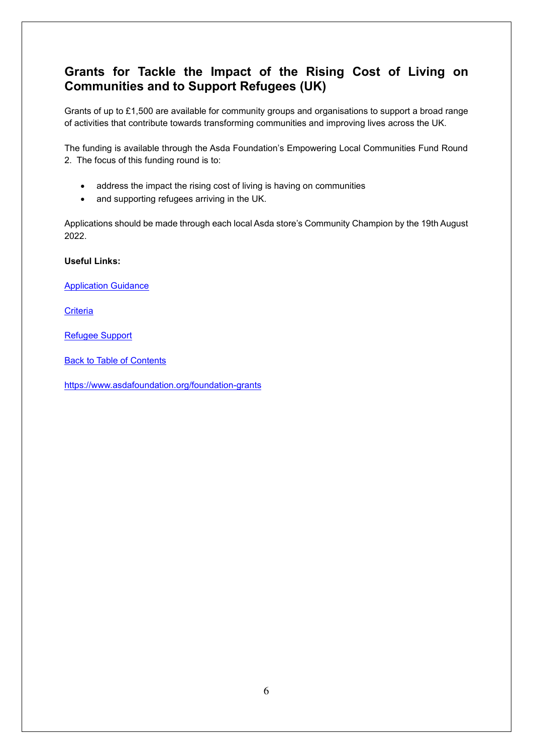## Grants for Tackle the Impact of the Rising Cost of Living on Communities and to Support Refugees (UK)

Grants of up to £1,500 are available for community groups and organisations to support a broad range of activities that contribute towards transforming communities and improving lives across the UK.

The funding is available through the Asda Foundation's Empowering Local Communities Fund Round 2. The focus of this funding round is to:

- address the impact the rising cost of living is having on communities
- and supporting refugees arriving in the UK.

Applications should be made through each local Asda store's Community Champion by the 19th August 2022.

**Useful Links:**

Application Guidance

Criteria

Refugee Support

Back to Table of Contents

https://www.asdafoundation.org/foundation-grants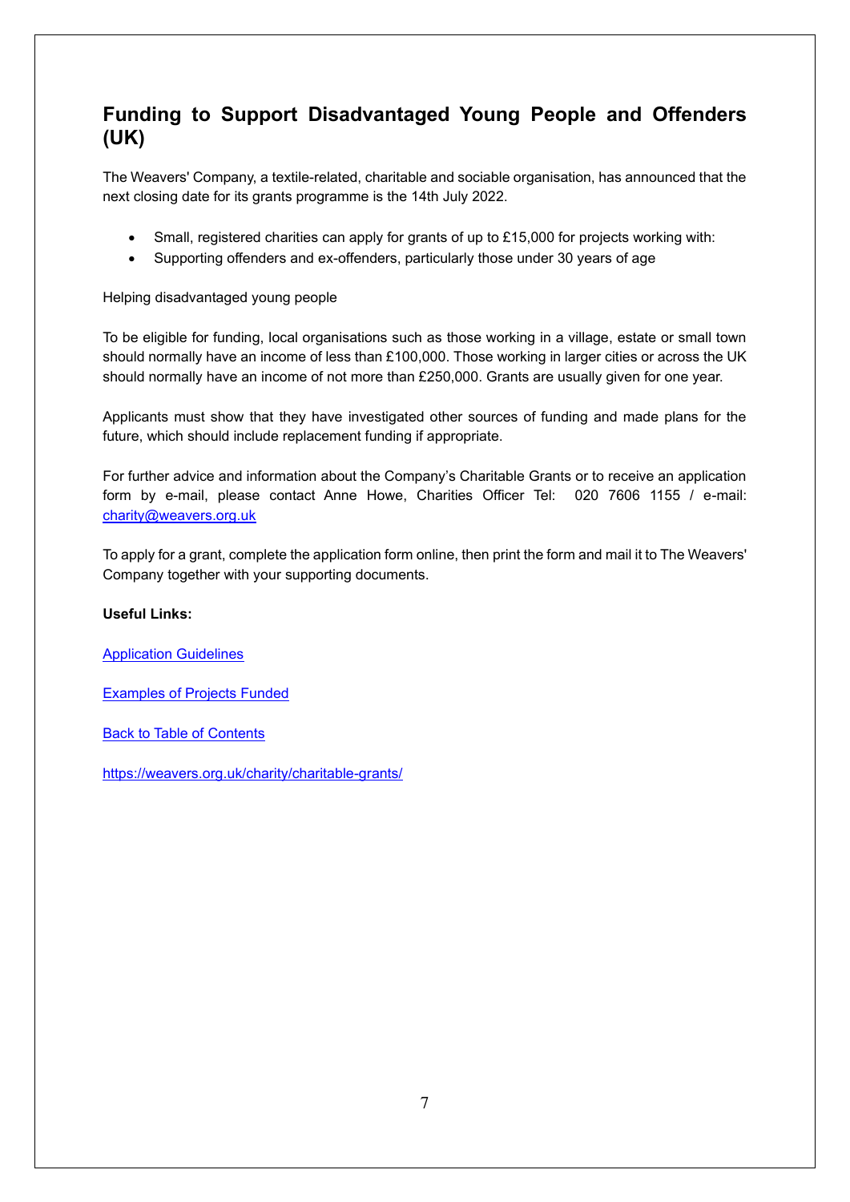## Funding to Support Disadvantaged Young People and Offenders (UK)

The Weavers' Company, a textile-related, charitable and sociable organisation, has announced that the next closing date for its grants programme is the 14th July 2022.

- Small, registered charities can apply for grants of up to £15,000 for projects working with:
- Supporting offenders and ex-offenders, particularly those under 30 years of age

Helping disadvantaged young people

To be eligible for funding, local organisations such as those working in a village, estate or small town should normally have an income of less than £100,000. Those working in larger cities or across the UK should normally have an income of not more than £250,000. Grants are usually given for one year.

Applicants must show that they have investigated other sources of funding and made plans for the future, which should include replacement funding if appropriate.

For further advice and information about the Company's Charitable Grants or to receive an application form by e-mail, please contact Anne Howe, Charities Officer Tel: 020 7606 1155 / e-mail: [charity@weavers.org.uk](mailto:charity@weavers.org.uk)

To apply for a grant, complete the application form online, then print the form and mail it to The Weavers' Company together with your supporting documents.

**Useful Links:**

Application Guidelines

Examples of Projects Funded

Back to Table of Contents

https://weavers.org.uk/charity/charitable-grants/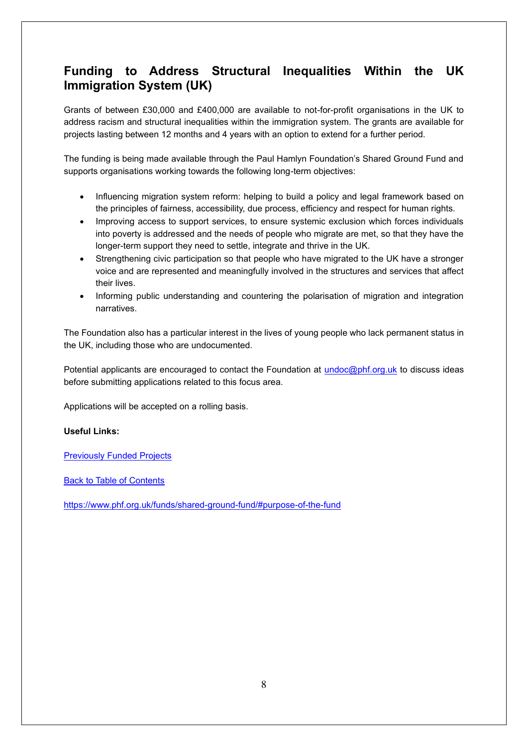## Funding to Address Structural Inequalities Within the UK Immigration System (UK)

Grants of between £30,000 and £400,000 are available to not-for-profit organisations in the UK to address racism and structural inequalities within the immigration system. The grants are available for projects lasting between 12 months and 4 years with an option to extend for a further period.

The funding is being made available through the Paul Hamlyn Foundation's Shared Ground Fund and supports organisations working towards the following long-term objectives:

- Influencing migration system reform: helping to build a policy and legal framework based on the principles of fairness, accessibility, due process, efficiency and respect for human rights.
- Improving access to support services, to ensure systemic exclusion which forces individuals into poverty is addressed and the needs of people who migrate are met, so that they have the longer-term support they need to settle, integrate and thrive in the UK.
- Strengthening civic participation so that people who have migrated to the UK have a stronger voice and are represented and meaningfully involved in the structures and services that affect their lives.
- Informing public understanding and countering the polarisation of migration and integration narratives.

The Foundation also has a particular interest in the lives of young people who lack permanent status in the UK, including those who are undocumented.

Potential applicants are encouraged to contact the Foundation at undoc@phf.org.uk to discuss ideas before submitting applications related to this focus area.

Applications will be accepted on a rolling basis.

**Useful Links:**

Previously Funded Projects

Back to Table of Contents

https://www.phf.org.uk/funds/shared-ground-fund/#purpose-of-the-fund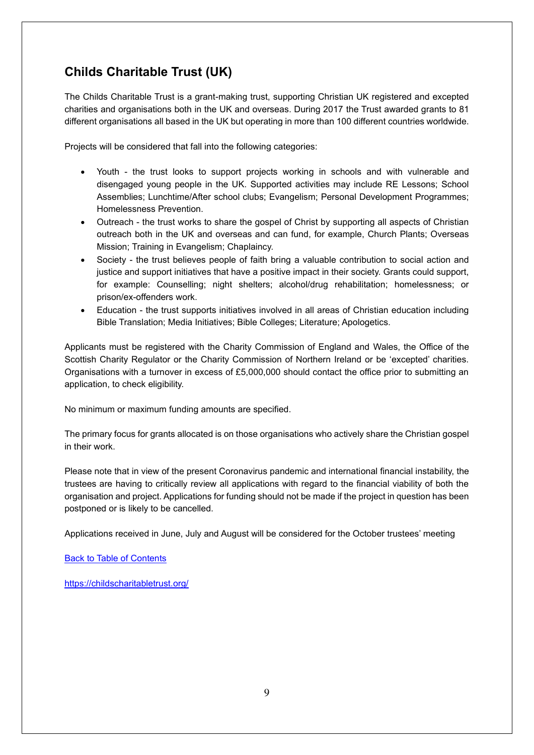## Childs Charitable Trust (UK)

The Childs Charitable Trust is a grant-making trust, supporting Christian UK registered and excepted charities and organisations both in the UK and overseas. During 2017 the Trust awarded grants to 81 different organisations all based in the UK but operating in more than 100 different countries worldwide.

Projects will be considered that fall into the following categories:

- Youth - the trust looks to support projects working in schools and with vulnerable and disengaged young people in the UK. Supported activities may include RE Lessons; School Assemblies; Lunchtime/After school clubs; Evangelism; Personal Development Programmes; Homelessness Prevention.
- Outreach - the trust works to share the gospel of Christ by supporting all aspects of Christian outreach both in the UK and overseas and can fund, for example, Church Plants; Overseas Mission; Training in Evangelism; Chaplaincy.
- Society - the trust believes people of faith bring a valuable contribution to social action and justice and support initiatives that have a positive impact in their society. Grants could support, for example: Counselling; night shelters; alcohol/drug rehabilitation; homelessness; or prison/ex-offenders work.
- Education - the trust supports initiatives involved in all areas of Christian education including Bible Translation; Media Initiatives; Bible Colleges; Literature; Apologetics.

Applicants must be registered with the Charity Commission of England and Wales, the Office of the Scottish Charity Regulator or the Charity Commission of Northern Ireland or be 'excepted' charities. Organisations with a turnover in excess of £5,000,000 should contact the office prior to submitting an application, to check eligibility.

No minimum or maximum funding amounts are specified.

The primary focus for grants allocated is on those organisations who actively share the Christian gospel in their work.

Please note that in view of the present Coronavirus pandemic and international financial instability, the trustees are having to critically review all applications with regard to the financial viability of both the organisation and project. Applications for funding should not be made if the project in question has been postponed or is likely to be cancelled.

Applications received in June, July and August will be considered for the October trustees' meeting

Back to Table of Contents

https://childscharitabletrust.org/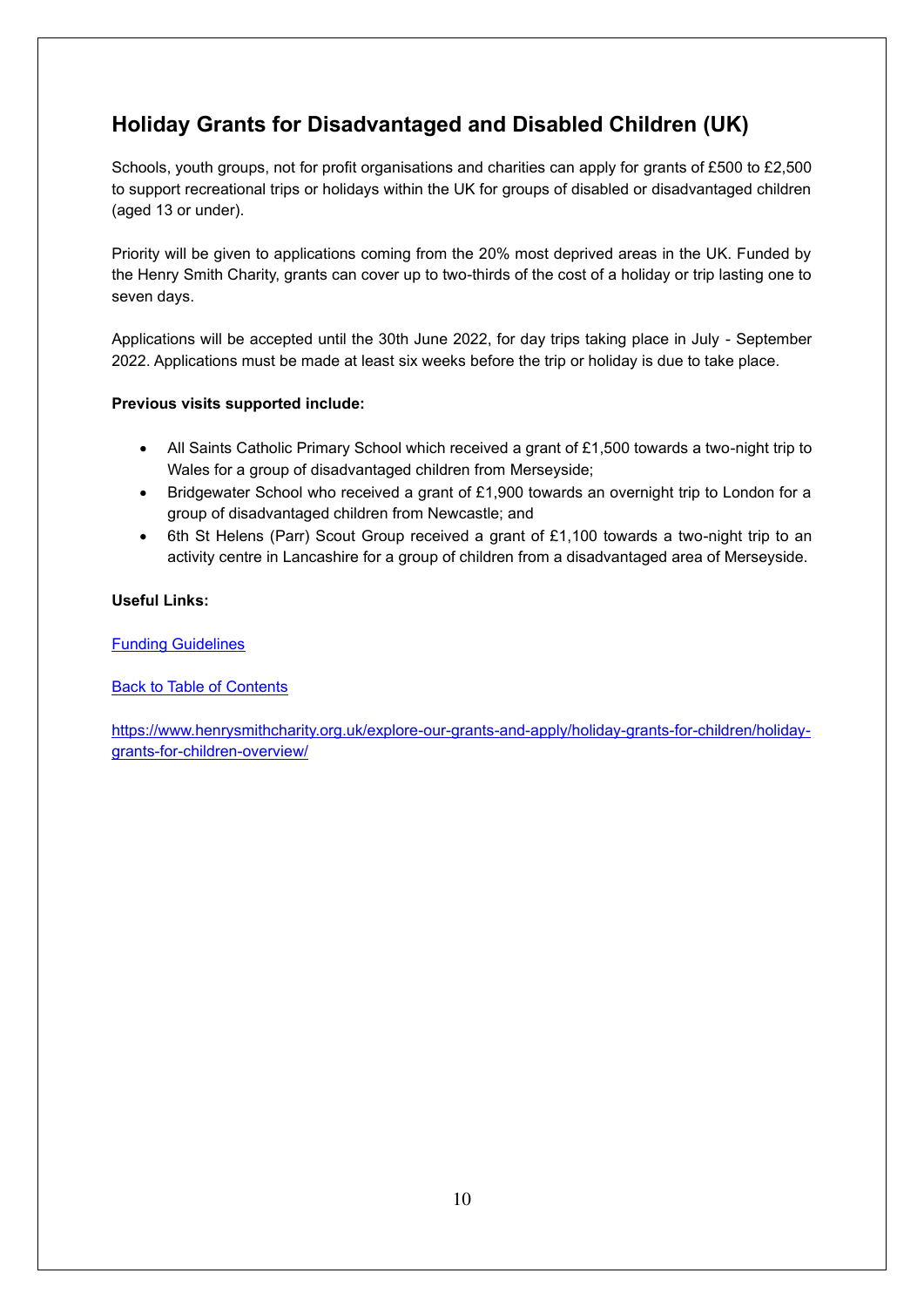## Holiday Grants for Disadvantaged and Disabled Children (UK)

Schools, youth groups, not for profit organisations and charities can apply for grants of £500 to £2,500 to support recreational trips or holidays within the UK for groups of disabled or disadvantaged children (aged 13 or under).

Priority will be given to applications coming from the 20% most deprived areas in the UK. Funded by the Henry Smith Charity, grants can cover up to two-thirds of the cost of a holiday or trip lasting one to seven days.

Applications will be accepted until the 30th June 2022, for day trips taking place in July - September 2022. Applications must be made at least six weeks before the trip or holiday is due to take place.

**Previous visits supported include:**

- All Saints Catholic Primary School which received a grant of £1,500 towards a two-night trip to Wales for a group of disadvantaged children from Merseyside;
- Bridgewater School who received a grant of £1,900 towards an overnight trip to London for a group of disadvantaged children from Newcastle; and
- 6th St Helens (Parr) Scout Group received a grant of £1,100 towards a two-night trip to an activity centre in Lancashire for a group of children from a disadvantaged area of Merseyside.

**Useful Links:**

Funding Guidelines

Back to Table of Contents

https://www.henrysmithcharity.org.uk/explore-our-grants-and-apply/holiday-grants-for-children/holiday-grants-for-children-overview/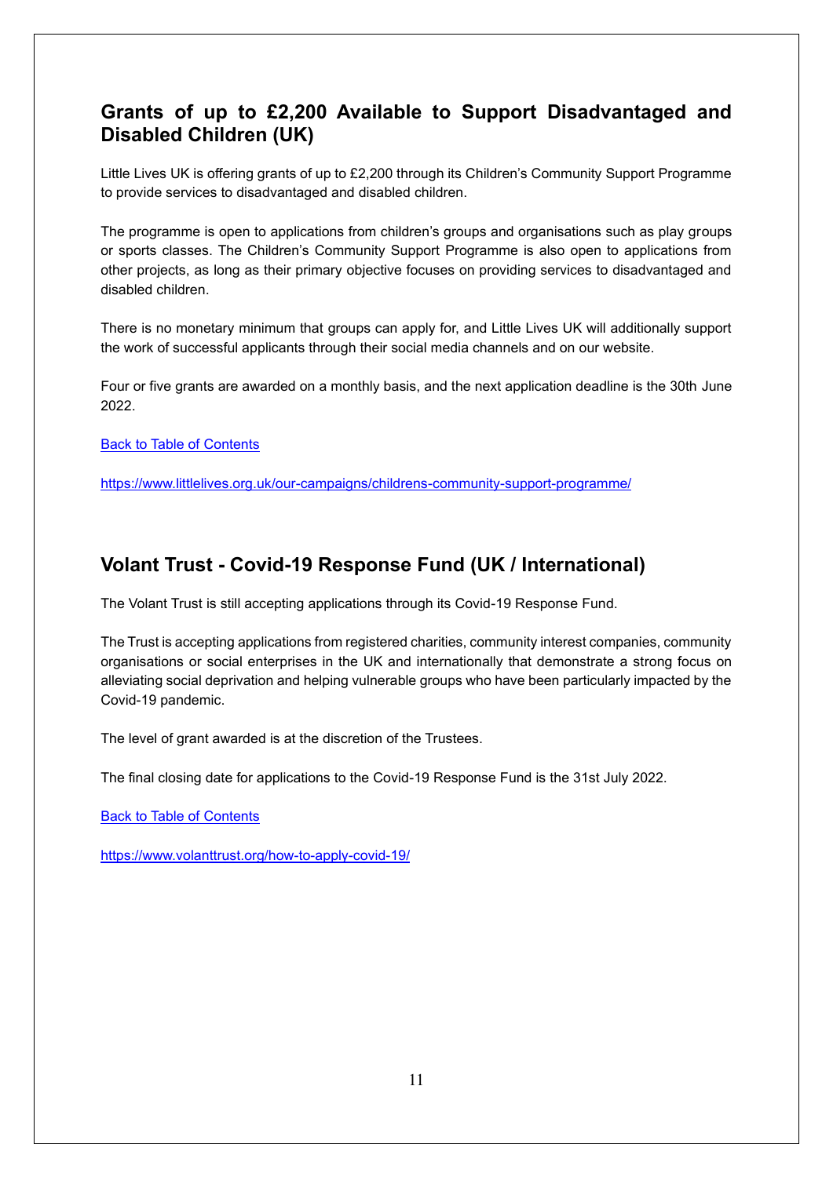## Grants of up to £2,200 Available to Support Disadvantaged and Disabled Children (UK)

Little Lives UK is offering grants of up to £2,200 through its Children's Community Support Programme to provide services to disadvantaged and disabled children.

The programme is open to applications from children's groups and organisations such as play groups or sports classes. The Children's Community Support Programme is also open to applications from other projects, as long as their primary objective focuses on providing services to disadvantaged and disabled children.

There is no monetary minimum that groups can apply for, and Little Lives UK will additionally support the work of successful applicants through their social media channels and on our website.

Four or five grants are awarded on a monthly basis, and the next application deadline is the 30th June 2022.

[Back to Table of Contents](#)

https://www.littlelives.org.uk/our-campaigns/childrens-community-support-programme/

## Volant Trust - Covid-19 Response Fund (UK / International)

The Volant Trust is still accepting applications through its Covid-19 Response Fund.

The Trust is accepting applications from registered charities, community interest companies, community organisations or social enterprises in the UK and internationally that demonstrate a strong focus on alleviating social deprivation and helping vulnerable groups who have been particularly impacted by the Covid-19 pandemic.

The level of grant awarded is at the discretion of the Trustees.

The final closing date for applications to the Covid-19 Response Fund is the 31st July 2022.

[Back to Table of Contents](#)

https://www.volanttrust.org/how-to-apply-covid-19/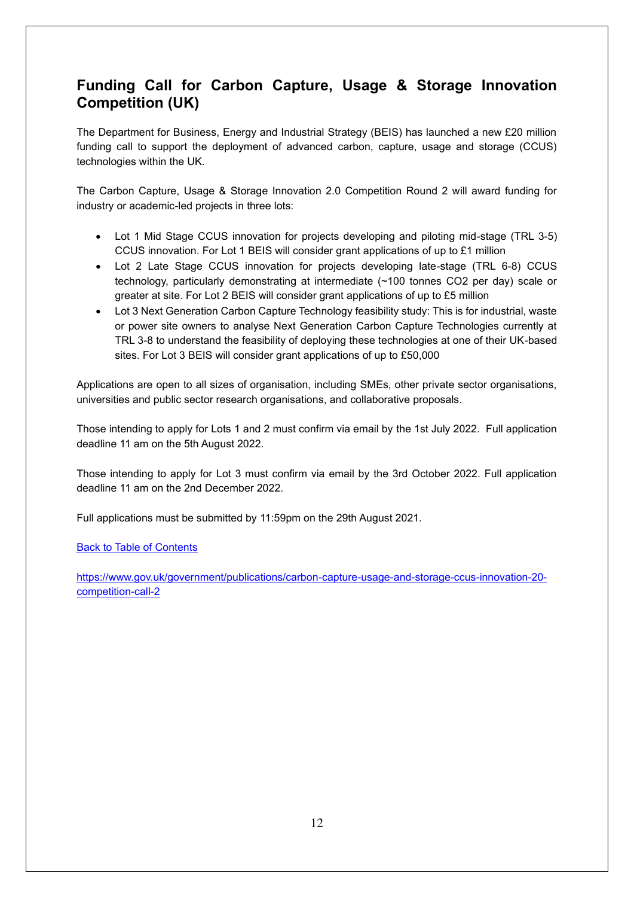## Funding Call for Carbon Capture, Usage & Storage Innovation Competition (UK)

The Department for Business, Energy and Industrial Strategy (BEIS) has launched a new £20 million funding call to support the deployment of advanced carbon, capture, usage and storage (CCUS) technologies within the UK.

The Carbon Capture, Usage & Storage Innovation 2.0 Competition Round 2 will award funding for industry or academic-led projects in three lots:

- Lot 1 Mid Stage CCUS innovation for projects developing and piloting mid-stage (TRL 3-5) CCUS innovation. For Lot 1 BEIS will consider grant applications of up to £1 million
- Lot 2 Late Stage CCUS innovation for projects developing late-stage (TRL 6-8) CCUS technology, particularly demonstrating at intermediate (~100 tonnes $CO_2$ per day) scale or greater at site. For Lot 2 BEIS will consider grant applications of up to £5 million
- Lot 3 Next Generation Carbon Capture Technology feasibility study: This is for industrial, waste or power site owners to analyse Next Generation Carbon Capture Technologies currently at TRL 3-8 to understand the feasibility of deploying these technologies at one of their UK-based sites. For Lot 3 BEIS will consider grant applications of up to £50,000

Applications are open to all sizes of organisation, including SMEs, other private sector organisations, universities and public sector research organisations, and collaborative proposals.

Those intending to apply for Lots 1 and 2 must confirm via email by the 1st July 2022. Full application deadline 11 am on the 5th August 2022.

Those intending to apply for Lot 3 must confirm via email by the 3rd October 2022. Full application deadline 11 am on the 2nd December 2022.

Full applications must be submitted by 11:59pm on the 29th August 2021.

[Back to Table of Contents]

https://www.gov.uk/government/publications/carbon-capture-usage-and-storage-ccus-innovation-20-competition-call-2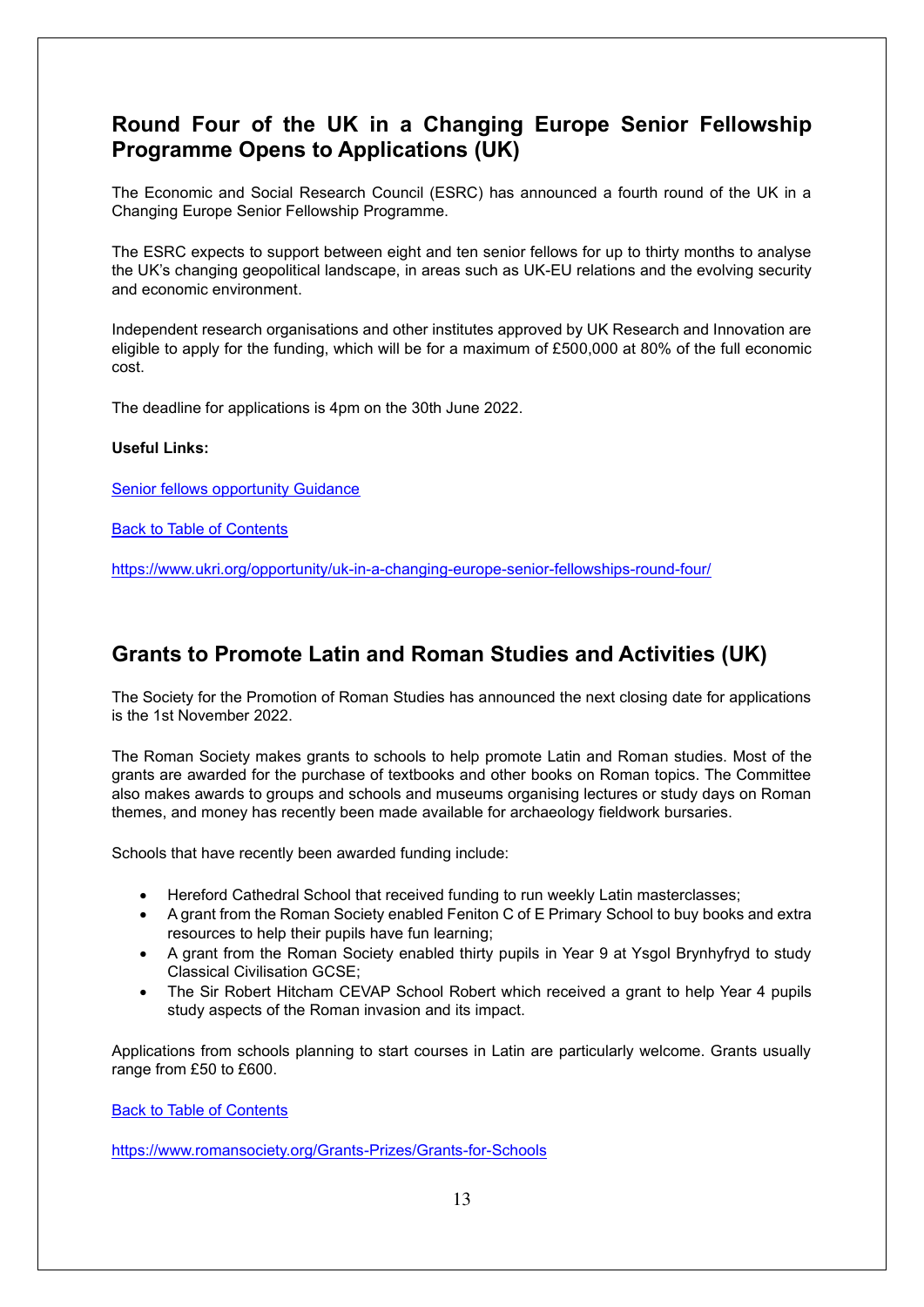## Round Four of the UK in a Changing Europe Senior Fellowship Programme Opens to Applications (UK)

The Economic and Social Research Council (ESRC) has announced a fourth round of the UK in a Changing Europe Senior Fellowship Programme.

The ESRC expects to support between eight and ten senior fellows for up to thirty months to analyse the UK's changing geopolitical landscape, in areas such as UK-EU relations and the evolving security and economic environment.

Independent research organisations and other institutes approved by UK Research and Innovation are eligible to apply for the funding, which will be for a maximum of £500,000 at 80% of the full economic cost.

The deadline for applications is 4pm on the 30th June 2022.

**Useful Links:**

[Senior fellows opportunity Guidance]

[Back to Table of Contents]

https://www.ukri.org/opportunity/uk-in-a-changing-europe-senior-fellowships-round-four/

## Grants to Promote Latin and Roman Studies and Activities (UK)

The Society for the Promotion of Roman Studies has announced the next closing date for applications is the 1st November 2022.

The Roman Society makes grants to schools to help promote Latin and Roman studies. Most of the grants are awarded for the purchase of textbooks and other books on Roman topics. The Committee also makes awards to groups and schools and museums organising lectures or study days on Roman themes, and money has recently been made available for archaeology fieldwork bursaries.

Schools that have recently been awarded funding include:

- Hereford Cathedral School that received funding to run weekly Latin masterclasses;
- A grant from the Roman Society enabled Feniton C of E Primary School to buy books and extra resources to help their pupils have fun learning;
- A grant from the Roman Society enabled thirty pupils in Year 9 at Ysgol Brynhyfryd to study Classical Civilisation GCSE;
- The Sir Robert Hitcham CEVAP School Robert which received a grant to help Year 4 pupils study aspects of the Roman invasion and its impact.

Applications from schools planning to start courses in Latin are particularly welcome. Grants usually range from £50 to £600.

[Back to Table of Contents]

https://www.romansociety.org/Grants-Prizes/Grants-for-Schools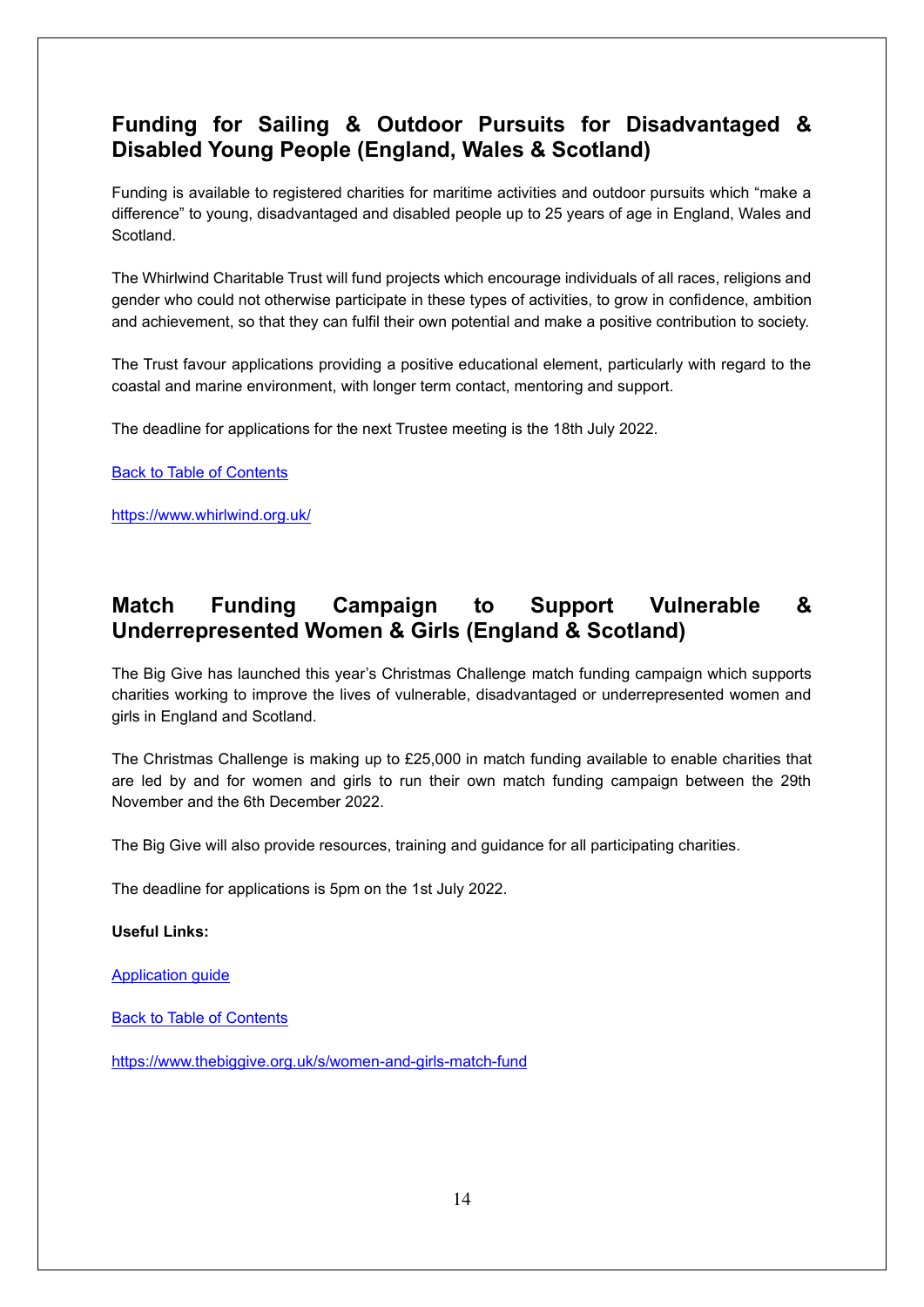## Funding for Sailing & Outdoor Pursuits for Disadvantaged & Disabled Young People (England, Wales & Scotland)

Funding is available to registered charities for maritime activities and outdoor pursuits which "make a difference" to young, disadvantaged and disabled people up to 25 years of age in England, Wales and Scotland.

The Whirlwind Charitable Trust will fund projects which encourage individuals of all races, religions and gender who could not otherwise participate in these types of activities, to grow in confidence, ambition and achievement, so that they can fulfil their own potential and make a positive contribution to society.

The Trust favour applications providing a positive educational element, particularly with regard to the coastal and marine environment, with longer term contact, mentoring and support.

The deadline for applications for the next Trustee meeting is the 18th July 2022.

Back to Table of Contents

https://www.whirlwind.org.uk/

## Match Funding Campaign to Support Vulnerable & Underrepresented Women & Girls (England & Scotland)

The Big Give has launched this year's Christmas Challenge match funding campaign which supports charities working to improve the lives of vulnerable, disadvantaged or underrepresented women and girls in England and Scotland.

The Christmas Challenge is making up to £25,000 in match funding available to enable charities that are led by and for women and girls to run their own match funding campaign between the 29th November and the 6th December 2022.

The Big Give will also provide resources, training and guidance for all participating charities.

The deadline for applications is 5pm on the 1st July 2022.

**Useful Links:**

Application guide

Back to Table of Contents

https://www.thebiggive.org.uk/s/women-and-girls-match-fund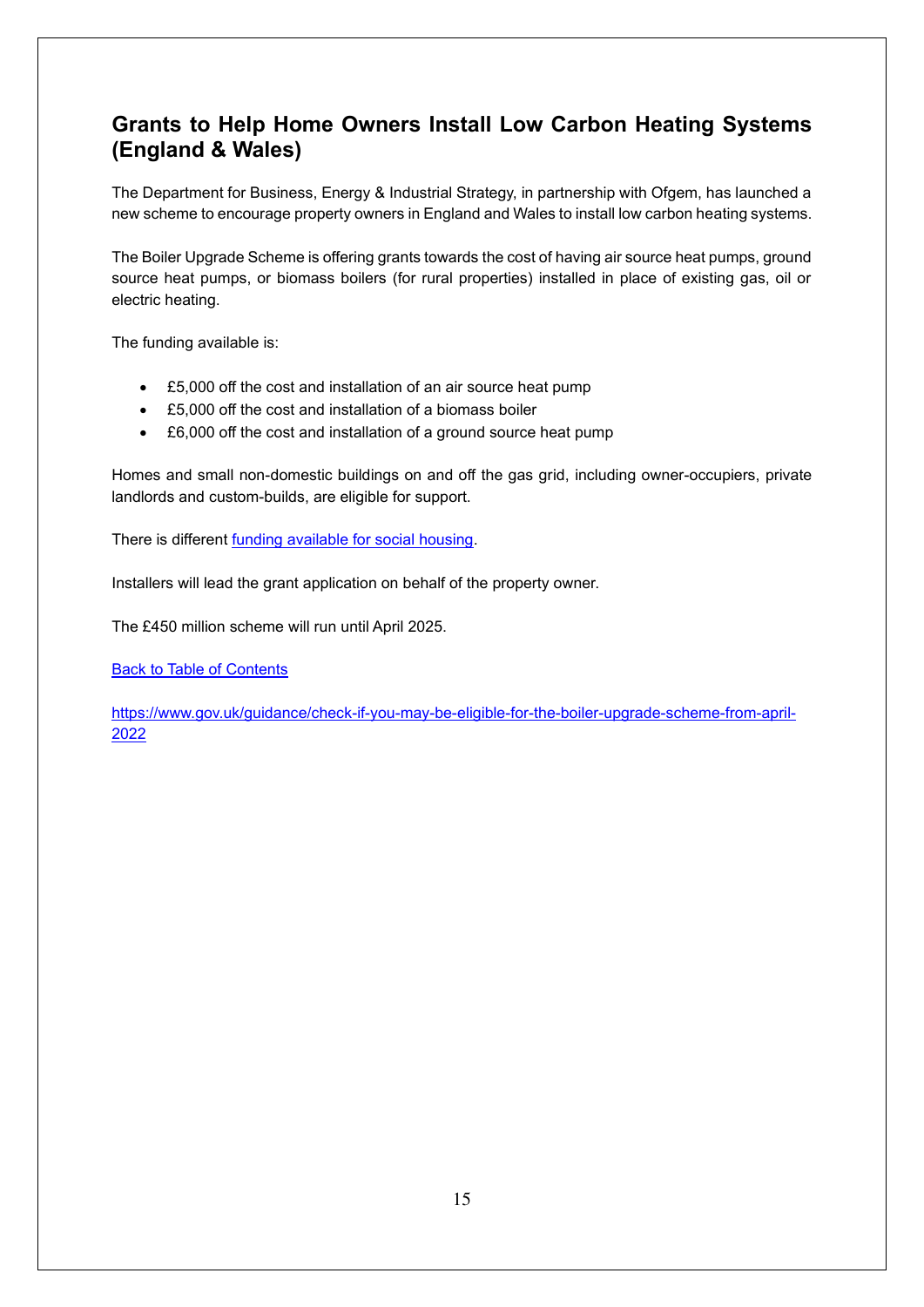## Grants to Help Home Owners Install Low Carbon Heating Systems (England & Wales)

The Department for Business, Energy & Industrial Strategy, in partnership with Ofgem, has launched a new scheme to encourage property owners in England and Wales to install low carbon heating systems.

The Boiler Upgrade Scheme is offering grants towards the cost of having air source heat pumps, ground source heat pumps, or biomass boilers (for rural properties) installed in place of existing gas, oil or electric heating.

The funding available is:

- £5,000 off the cost and installation of an air source heat pump
- £5,000 off the cost and installation of a biomass boiler
- £6,000 off the cost and installation of a ground source heat pump

Homes and small non-domestic buildings on and off the gas grid, including owner-occupiers, private landlords and custom-builds, are eligible for support.

There is different funding available for social housing.

Installers will lead the grant application on behalf of the property owner.

The £450 million scheme will run until April 2025.

Back to Table of Contents

https://www.gov.uk/guidance/check-if-you-may-be-eligible-for-the-boiler-upgrade-scheme-from-april-2022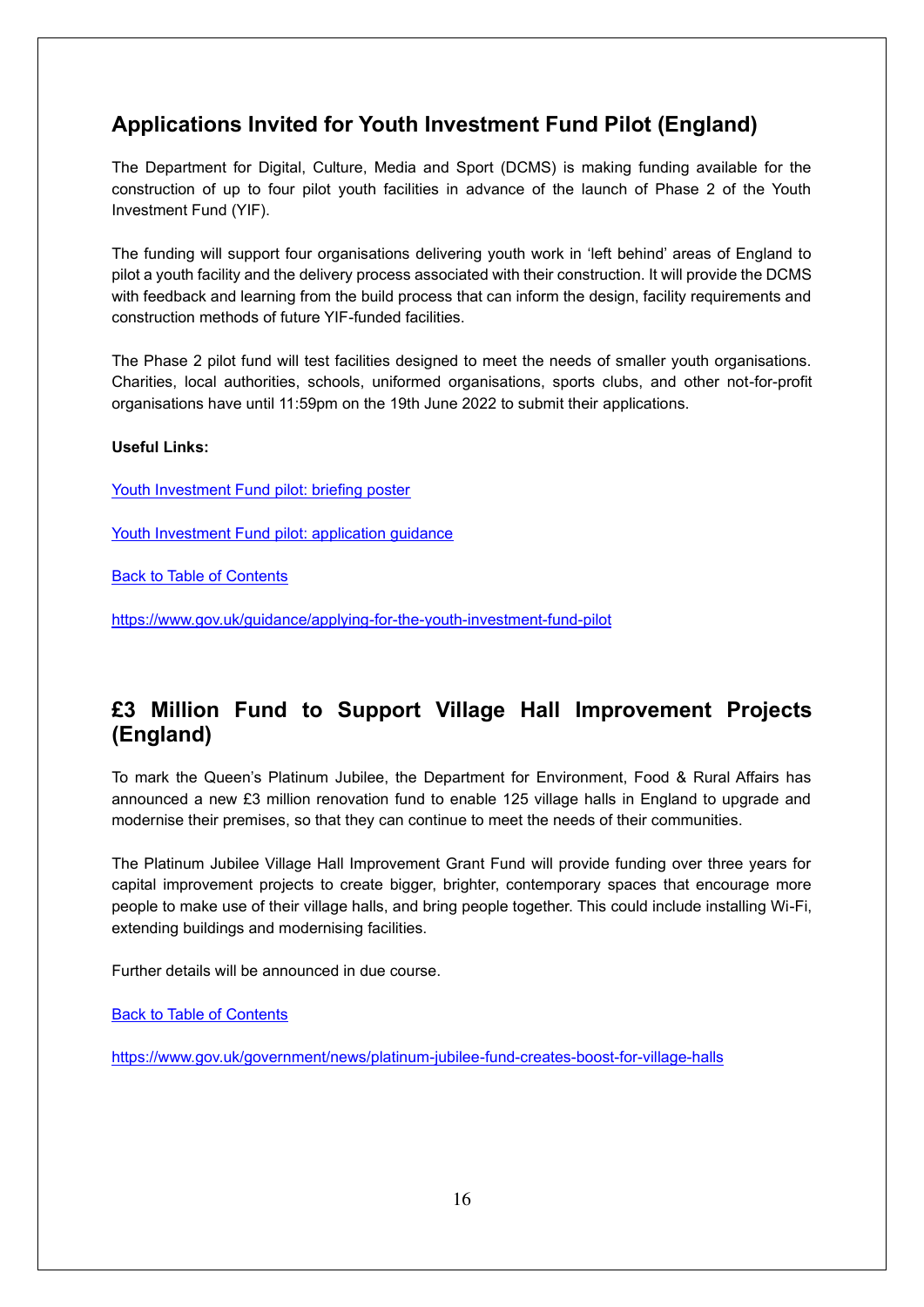## Applications Invited for Youth Investment Fund Pilot (England)

The Department for Digital, Culture, Media and Sport (DCMS) is making funding available for the construction of up to four pilot youth facilities in advance of the launch of Phase 2 of the Youth Investment Fund (YIF).

The funding will support four organisations delivering youth work in 'left behind' areas of England to pilot a youth facility and the delivery process associated with their construction. It will provide the DCMS with feedback and learning from the build process that can inform the design, facility requirements and construction methods of future YIF-funded facilities.

The Phase 2 pilot fund will test facilities designed to meet the needs of smaller youth organisations. Charities, local authorities, schools, uniformed organisations, sports clubs, and other not-for-profit organisations have until 11:59pm on the 19th June 2022 to submit their applications.

**Useful Links:**

Youth Investment Fund pilot: briefing poster

Youth Investment Fund pilot: application guidance

Back to Table of Contents

https://www.gov.uk/guidance/applying-for-the-youth-investment-fund-pilot

## £3 Million Fund to Support Village Hall Improvement Projects (England)

To mark the Queen's Platinum Jubilee, the Department for Environment, Food & Rural Affairs has announced a new £3 million renovation fund to enable 125 village halls in England to upgrade and modernise their premises, so that they can continue to meet the needs of their communities.

The Platinum Jubilee Village Hall Improvement Grant Fund will provide funding over three years for capital improvement projects to create bigger, brighter, contemporary spaces that encourage more people to make use of their village halls, and bring people together. This could include installing Wi-Fi, extending buildings and modernising facilities.

Further details will be announced in due course.

Back to Table of Contents

https://www.gov.uk/government/news/platinum-jubilee-fund-creates-boost-for-village-halls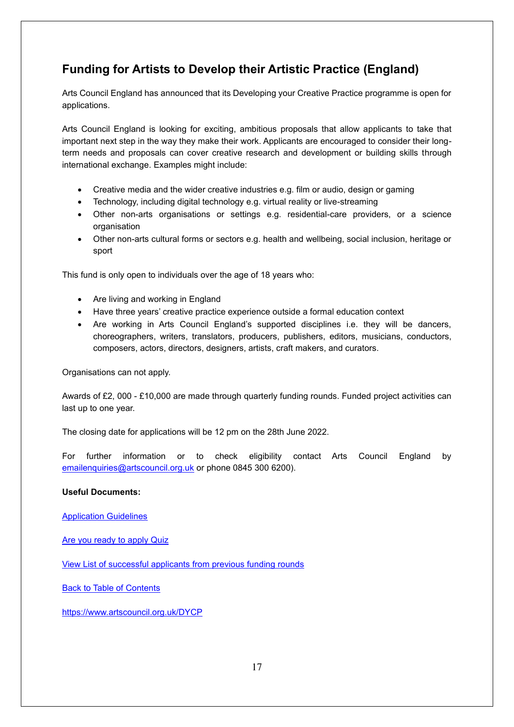## Funding for Artists to Develop their Artistic Practice (England)

Arts Council England has announced that its Developing your Creative Practice programme is open for applications.

Arts Council England is looking for exciting, ambitious proposals that allow applicants to take that important next step in the way they make their work. Applicants are encouraged to consider their long-term needs and proposals can cover creative research and development or building skills through international exchange. Examples might include:

- Creative media and the wider creative industries e.g. film or audio, design or gaming
- Technology, including digital technology e.g. virtual reality or live-streaming
- Other non-arts organisations or settings e.g. residential-care providers, or a science organisation
- Other non-arts cultural forms or sectors e.g. health and wellbeing, social inclusion, heritage or sport

This fund is only open to individuals over the age of 18 years who:

- Are living and working in England
- Have three years' creative practice experience outside a formal education context
- Are working in Arts Council England's supported disciplines i.e. they will be dancers, choreographers, writers, translators, producers, publishers, editors, musicians, conductors, composers, actors, directors, designers, artists, craft makers, and curators.

Organisations can not apply.

Awards of £2, 000 - £10,000 are made through quarterly funding rounds. Funded project activities can last up to one year.

The closing date for applications will be 12 pm on the 28th June 2022.

For further information or to check eligibility contact Arts Council England by emailenquiries@artscouncil.org.uk or phone 0845 300 6200).

**Useful Documents:**

Application Guidelines

Are you ready to apply Quiz

View List of successful applicants from previous funding rounds

Back to Table of Contents

https://www.artscouncil.org.uk/DYCP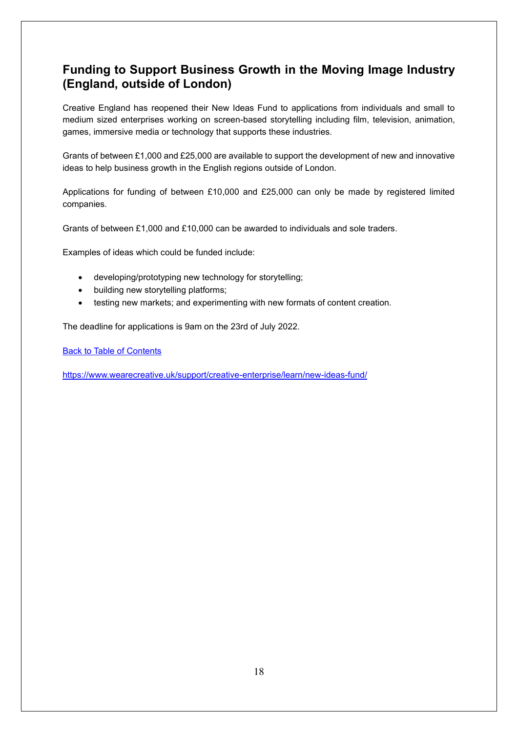## Funding to Support Business Growth in the Moving Image Industry (England, outside of London)

Creative England has reopened their New Ideas Fund to applications from individuals and small to medium sized enterprises working on screen-based storytelling including film, television, animation, games, immersive media or technology that supports these industries.

Grants of between £1,000 and £25,000 are available to support the development of new and innovative ideas to help business growth in the English regions outside of London.

Applications for funding of between £10,000 and £25,000 can only be made by registered limited companies.

Grants of between £1,000 and £10,000 can be awarded to individuals and sole traders.

Examples of ideas which could be funded include:

- developing/prototyping new technology for storytelling;
- building new storytelling platforms;
- testing new markets; and experimenting with new formats of content creation.

The deadline for applications is 9am on the 23rd of July 2022.

[Back to Table of Contents]

https://www.wearecreative.uk/support/creative-enterprise/learn/new-ideas-fund/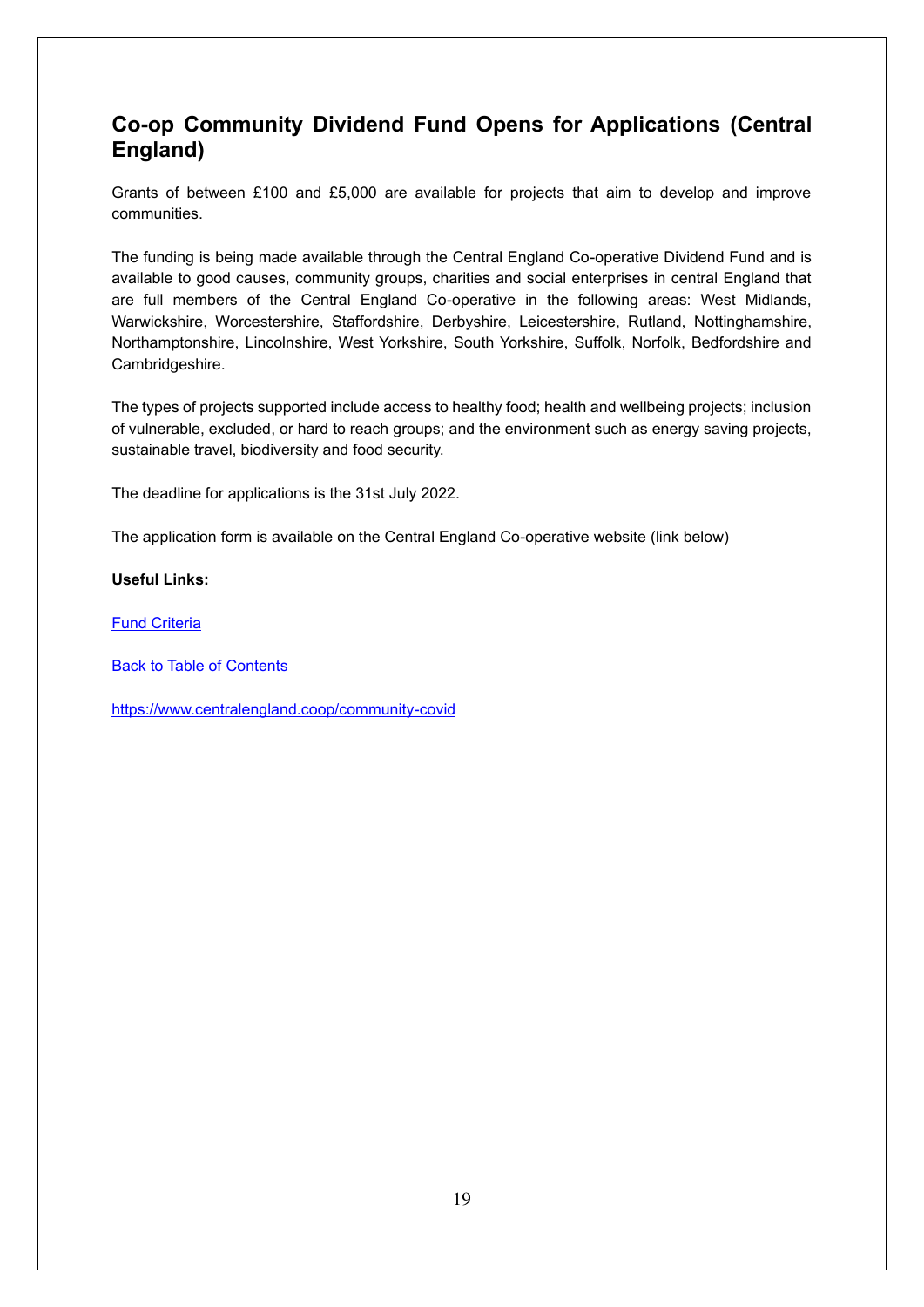## Co-op Community Dividend Fund Opens for Applications (Central England)

Grants of between £100 and £5,000 are available for projects that aim to develop and improve communities.

The funding is being made available through the Central England Co-operative Dividend Fund and is available to good causes, community groups, charities and social enterprises in central England that are full members of the Central England Co-operative in the following areas: West Midlands, Warwickshire, Worcestershire, Staffordshire, Derbyshire, Leicestershire, Rutland, Nottinghamshire, Northamptonshire, Lincolnshire, West Yorkshire, South Yorkshire, Suffolk, Norfolk, Bedfordshire and Cambridgeshire.

The types of projects supported include access to healthy food; health and wellbeing projects; inclusion of vulnerable, excluded, or hard to reach groups; and the environment such as energy saving projects, sustainable travel, biodiversity and food security.

The deadline for applications is the 31st July 2022.

The application form is available on the Central England Co-operative website (link below)

**Useful Links:**

Fund Criteria

Back to Table of Contents

https://www.centralengland.coop/community-covid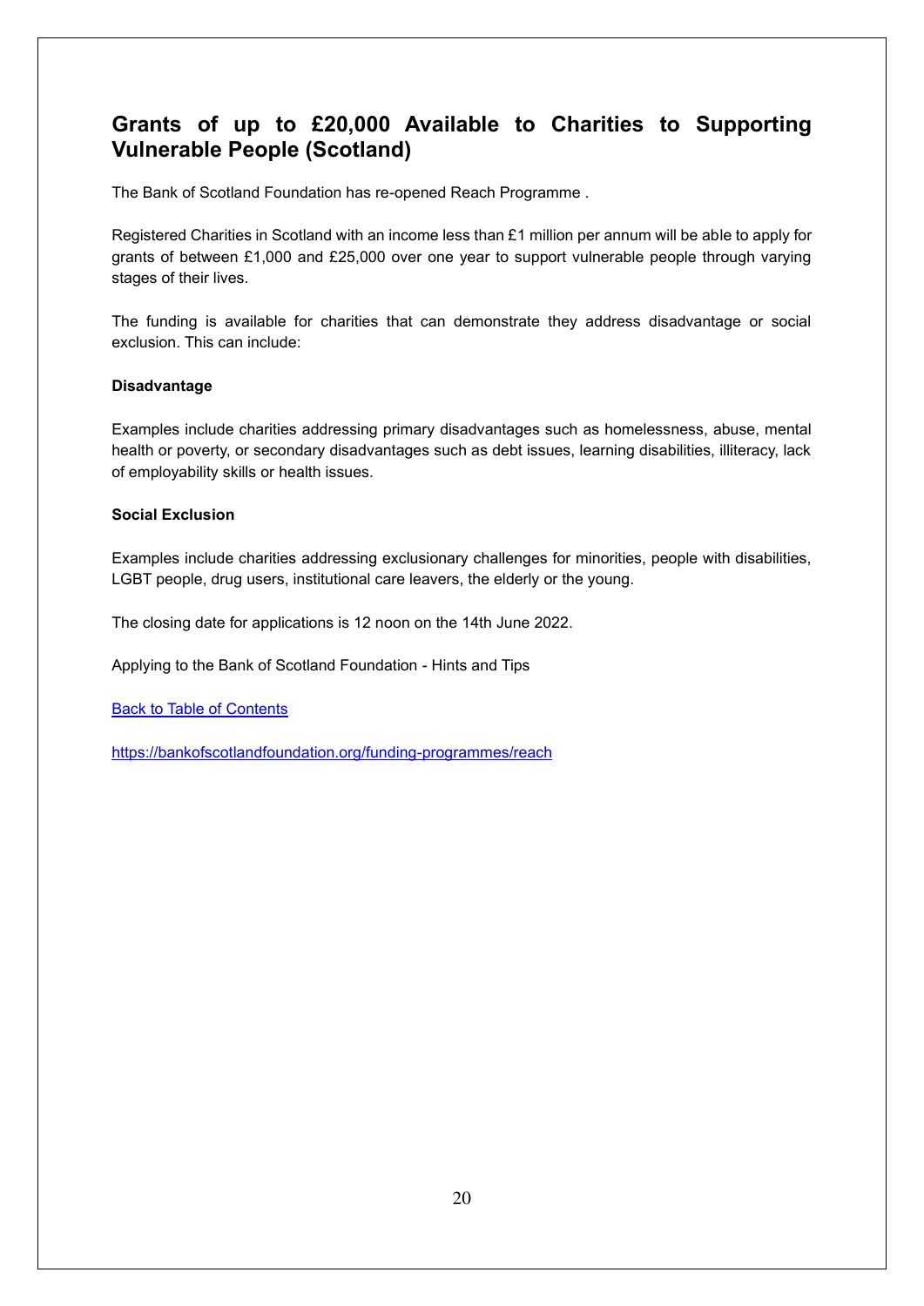## Grants of up to £20,000 Available to Charities to Supporting Vulnerable People (Scotland)

The Bank of Scotland Foundation has re-opened Reach Programme .

Registered Charities in Scotland with an income less than £1 million per annum will be able to apply for grants of between £1,000 and £25,000 over one year to support vulnerable people through varying stages of their lives.

The funding is available for charities that can demonstrate they address disadvantage or social exclusion. This can include:

**Disadvantage**

Examples include charities addressing primary disadvantages such as homelessness, abuse, mental health or poverty, or secondary disadvantages such as debt issues, learning disabilities, illiteracy, lack of employability skills or health issues.

**Social Exclusion**

Examples include charities addressing exclusionary challenges for minorities, people with disabilities, LGBT people, drug users, institutional care leavers, the elderly or the young.

The closing date for applications is 12 noon on the 14th June 2022.

Applying to the Bank of Scotland Foundation - Hints and Tips

Back to Table of Contents

https://bankofscotlandfoundation.org/funding-programmes/reach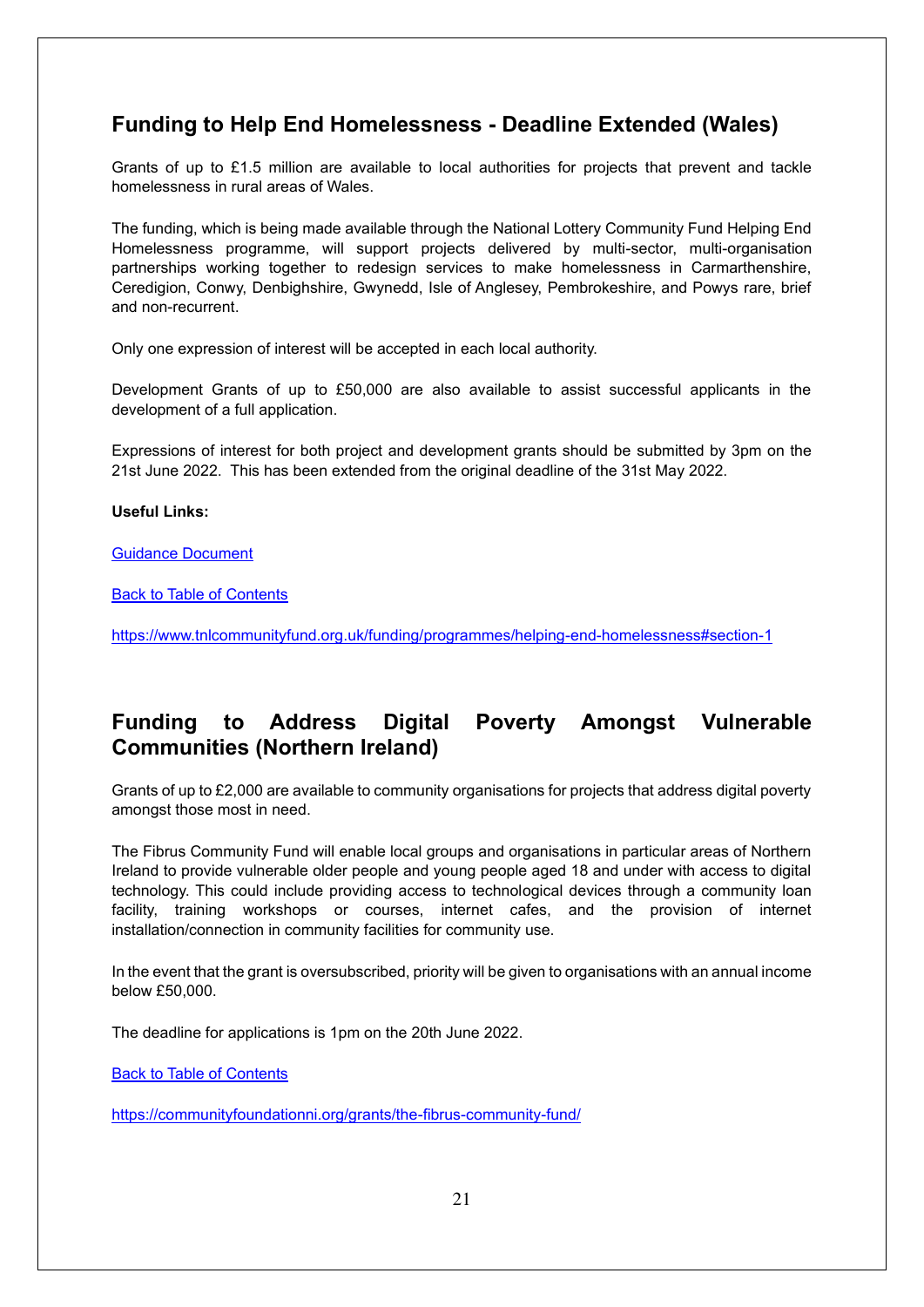## Funding to Help End Homelessness - Deadline Extended (Wales)

Grants of up to £1.5 million are available to local authorities for projects that prevent and tackle homelessness in rural areas of Wales.

The funding, which is being made available through the National Lottery Community Fund Helping End Homelessness programme, will support projects delivered by multi-sector, multi-organisation partnerships working together to redesign services to make homelessness in Carmarthenshire, Ceredigion, Conwy, Denbighshire, Gwynedd, Isle of Anglesey, Pembrokeshire, and Powys rare, brief and non-recurrent.

Only one expression of interest will be accepted in each local authority.

Development Grants of up to £50,000 are also available to assist successful applicants in the development of a full application.

Expressions of interest for both project and development grants should be submitted by 3pm on the 21st June 2022. This has been extended from the original deadline of the 31st May 2022.

**Useful Links:**

Guidance Document

Back to Table of Contents

https://www.tnlcommunityfund.org.uk/funding/programmes/helping-end-homelessness#section-1

## Funding to Address Digital Poverty Amongst Vulnerable Communities (Northern Ireland)

Grants of up to £2,000 are available to community organisations for projects that address digital poverty amongst those most in need.

The Fibrus Community Fund will enable local groups and organisations in particular areas of Northern Ireland to provide vulnerable older people and young people aged 18 and under with access to digital technology. This could include providing access to technological devices through a community loan facility, training workshops or courses, internet cafes, and the provision of internet installation/connection in community facilities for community use.

In the event that the grant is oversubscribed, priority will be given to organisations with an annual income below £50,000.

The deadline for applications is 1pm on the 20th June 2022.

Back to Table of Contents

https://communityfoundationni.org/grants/the-fibrus-community-fund/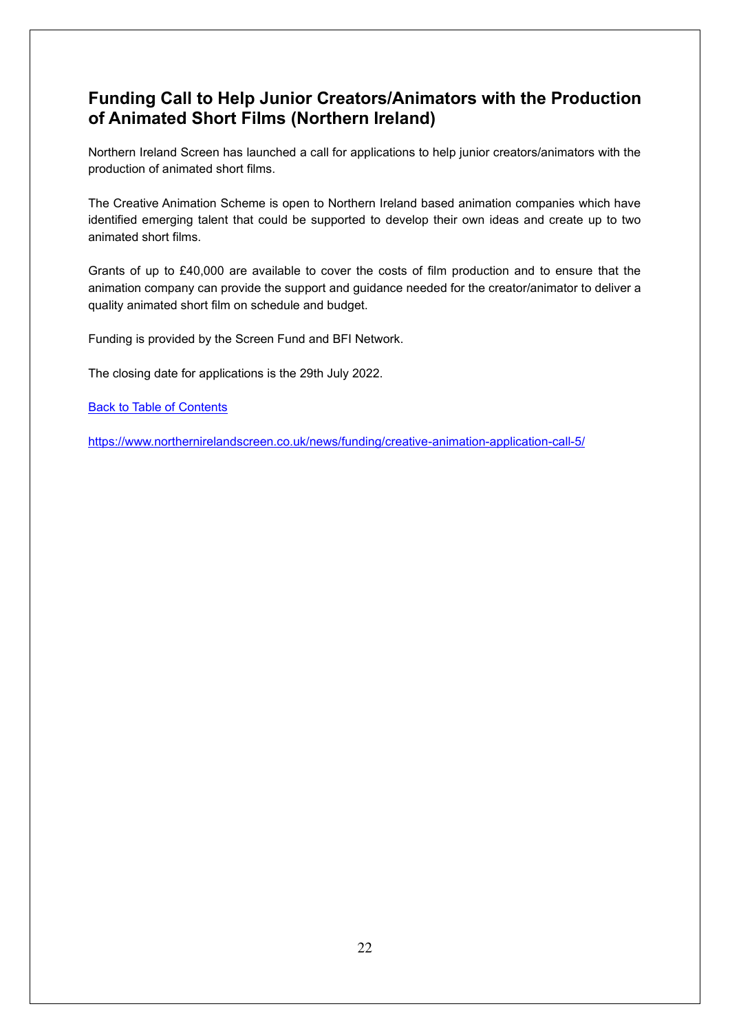## Funding Call to Help Junior Creators/Animators with the Production of Animated Short Films (Northern Ireland)

Northern Ireland Screen has launched a call for applications to help junior creators/animators with the production of animated short films.

The Creative Animation Scheme is open to Northern Ireland based animation companies which have identified emerging talent that could be supported to develop their own ideas and create up to two animated short films.

Grants of up to £40,000 are available to cover the costs of film production and to ensure that the animation company can provide the support and guidance needed for the creator/animator to deliver a quality animated short film on schedule and budget.

Funding is provided by the Screen Fund and BFI Network.

The closing date for applications is the 29th July 2022.

[Back to Table of Contents]

https://www.northernirelandscreen.co.uk/news/funding/creative-animation-application-call-5/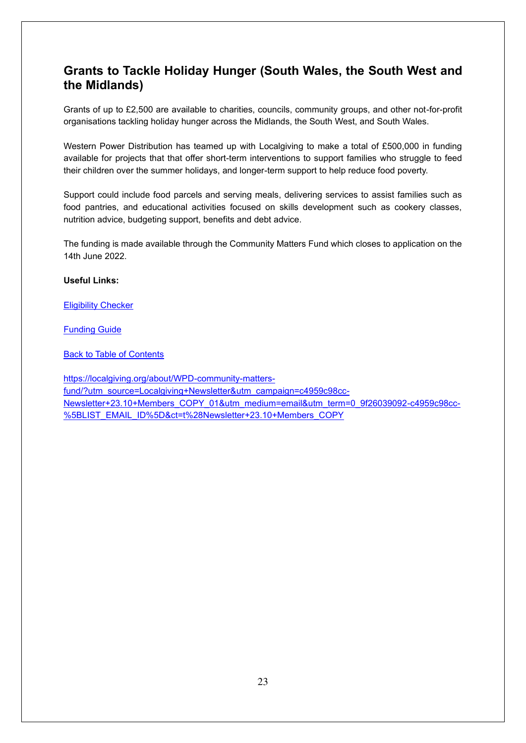## Grants to Tackle Holiday Hunger (South Wales, the South West and the Midlands)

Grants of up to £2,500 are available to charities, councils, community groups, and other not-for-profit organisations tackling holiday hunger across the Midlands, the South West, and South Wales.

Western Power Distribution has teamed up with Localgiving to make a total of £500,000 in funding available for projects that that offer short-term interventions to support families who struggle to feed their children over the summer holidays, and longer-term support to help reduce food poverty.

Support could include food parcels and serving meals, delivering services to assist families such as food pantries, and educational activities focused on skills development such as cookery classes, nutrition advice, budgeting support, benefits and debt advice.

The funding is made available through the Community Matters Fund which closes to application on the 14th June 2022.

**Useful Links:**

Eligibility Checker

Funding Guide

Back to Table of Contents

https://localgiving.org/about/WPD-community-matters-fund/?utm_source=Localgiving+Newsletter&utm_campaign=c4959c98cc-Newsletter+23.10+Members_COPY_01&utm_medium=email&utm_term=0_9f26039092-c4959c98cc-%5BLIST_EMAIL_ID%5D&ct=t%28Newsletter+23.10+Members_COPY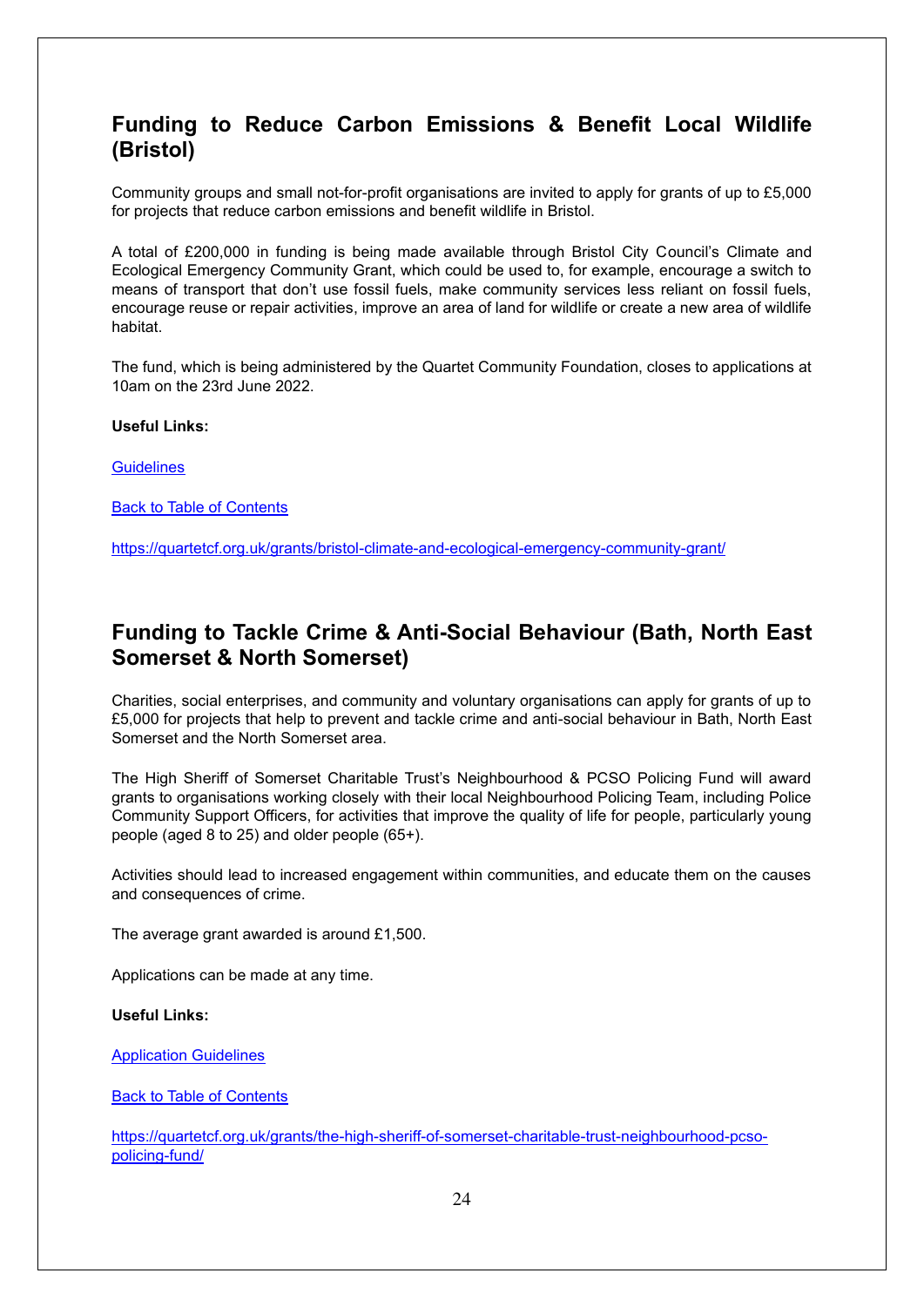## Funding to Reduce Carbon Emissions & Benefit Local Wildlife (Bristol)

Community groups and small not-for-profit organisations are invited to apply for grants of up to £5,000 for projects that reduce carbon emissions and benefit wildlife in Bristol.

A total of £200,000 in funding is being made available through Bristol City Council's Climate and Ecological Emergency Community Grant, which could be used to, for example, encourage a switch to means of transport that don't use fossil fuels, make community services less reliant on fossil fuels, encourage reuse or repair activities, improve an area of land for wildlife or create a new area of wildlife habitat.

The fund, which is being administered by the Quartet Community Foundation, closes to applications at 10am on the 23rd June 2022.

**Useful Links:**

Guidelines

Back to Table of Contents

https://quartetcf.org.uk/grants/bristol-climate-and-ecological-emergency-community-grant/

## Funding to Tackle Crime & Anti-Social Behaviour (Bath, North East Somerset & North Somerset)

Charities, social enterprises, and community and voluntary organisations can apply for grants of up to £5,000 for projects that help to prevent and tackle crime and anti-social behaviour in Bath, North East Somerset and the North Somerset area.

The High Sheriff of Somerset Charitable Trust's Neighbourhood & PCSO Policing Fund will award grants to organisations working closely with their local Neighbourhood Policing Team, including Police Community Support Officers, for activities that improve the quality of life for people, particularly young people (aged 8 to 25) and older people (65+).

Activities should lead to increased engagement within communities, and educate them on the causes and consequences of crime.

The average grant awarded is around £1,500.

Applications can be made at any time.

**Useful Links:**

Application Guidelines

Back to Table of Contents

https://quartetcf.org.uk/grants/the-high-sheriff-of-somerset-charitable-trust-neighbourhood-pcso-policing-fund/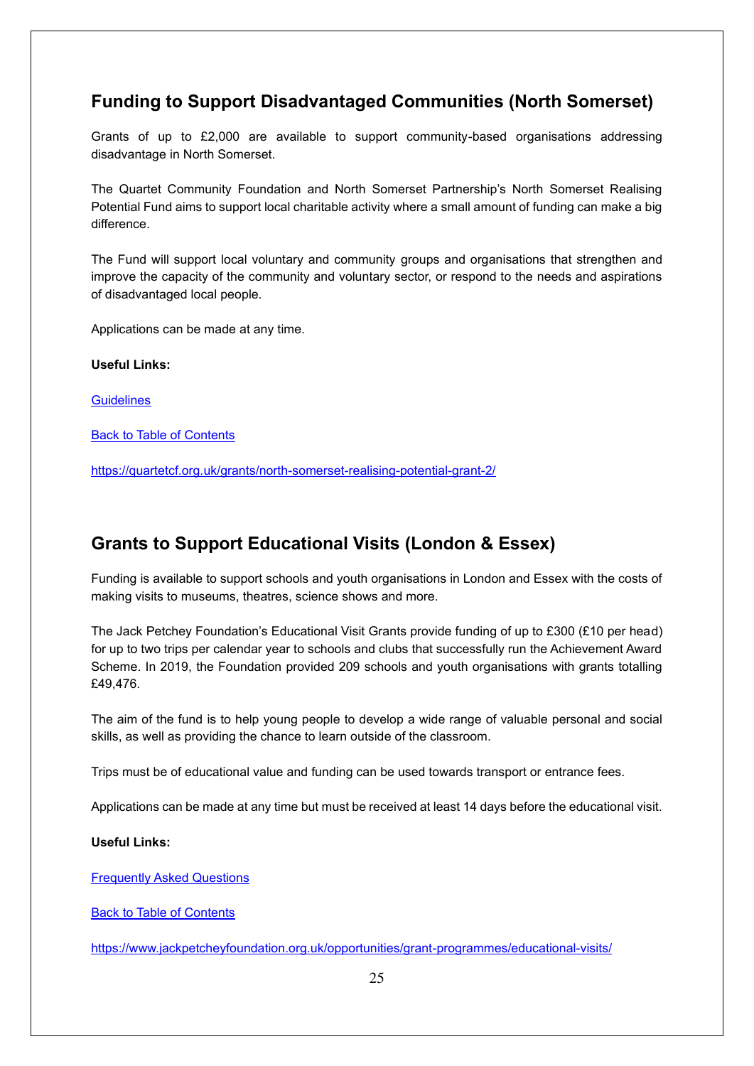## Funding to Support Disadvantaged Communities (North Somerset)

Grants of up to £2,000 are available to support community-based organisations addressing disadvantage in North Somerset.

The Quartet Community Foundation and North Somerset Partnership's North Somerset Realising Potential Fund aims to support local charitable activity where a small amount of funding can make a big difference.

The Fund will support local voluntary and community groups and organisations that strengthen and improve the capacity of the community and voluntary sector, or respond to the needs and aspirations of disadvantaged local people.

Applications can be made at any time.

**Useful Links:**

Guidelines

Back to Table of Contents

https://quartetcf.org.uk/grants/north-somerset-realising-potential-grant-2/

## Grants to Support Educational Visits (London & Essex)

Funding is available to support schools and youth organisations in London and Essex with the costs of making visits to museums, theatres, science shows and more.

The Jack Petchey Foundation's Educational Visit Grants provide funding of up to £300 (£10 per head) for up to two trips per calendar year to schools and clubs that successfully run the Achievement Award Scheme. In 2019, the Foundation provided 209 schools and youth organisations with grants totalling £49,476.

The aim of the fund is to help young people to develop a wide range of valuable personal and social skills, as well as providing the chance to learn outside of the classroom.

Trips must be of educational value and funding can be used towards transport or entrance fees.

Applications can be made at any time but must be received at least 14 days before the educational visit.

**Useful Links:**

Frequently Asked Questions

Back to Table of Contents

https://www.jackpetcheyfoundation.org.uk/opportunities/grant-programmes/educational-visits/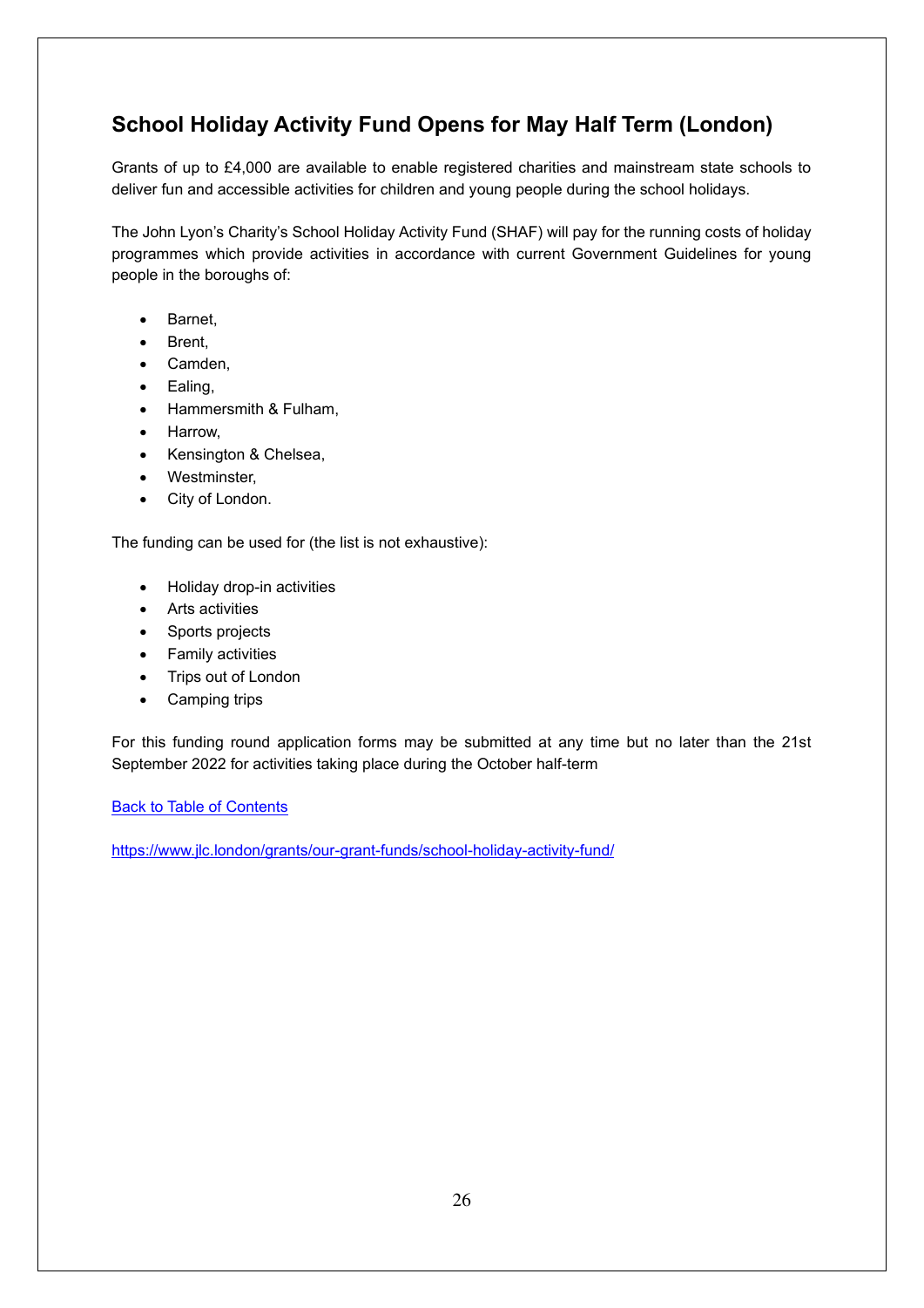## School Holiday Activity Fund Opens for May Half Term (London)

Grants of up to £4,000 are available to enable registered charities and mainstream state schools to deliver fun and accessible activities for children and young people during the school holidays.

The John Lyon's Charity's School Holiday Activity Fund (SHAF) will pay for the running costs of holiday programmes which provide activities in accordance with current Government Guidelines for young people in the boroughs of:

- Barnet,
- Brent,
- Camden,
- Ealing,
- Hammersmith & Fulham,
- Harrow,
- Kensington & Chelsea,
- Westminster,
- City of London.

The funding can be used for (the list is not exhaustive):

- Holiday drop-in activities
- Arts activities
- Sports projects
- Family activities
- Trips out of London
- Camping trips

For this funding round application forms may be submitted at any time but no later than the 21st September 2022 for activities taking place during the October half-term

[Back to Table of Contents]

https://www.jlc.london/grants/our-grant-funds/school-holiday-activity-fund/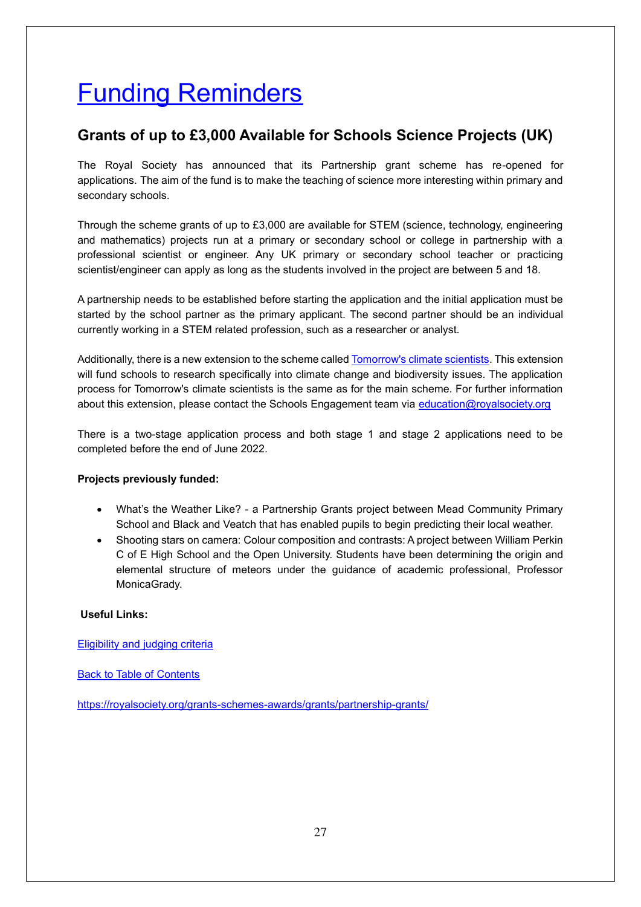# [Funding Reminders]

## Grants of up to £3,000 Available for Schools Science Projects (UK)

The Royal Society has announced that its Partnership grant scheme has re-opened for applications. The aim of the fund is to make the teaching of science more interesting within primary and secondary schools.

Through the scheme grants of up to £3,000 are available for STEM (science, technology, engineering and mathematics) projects run at a primary or secondary school or college in partnership with a professional scientist or engineer. Any UK primary or secondary school teacher or practicing scientist/engineer can apply as long as the students involved in the project are between 5 and 18.

A partnership needs to be established before starting the application and the initial application must be started by the school partner as the primary applicant. The second partner should be an individual currently working in a STEM related profession, such as a researcher or analyst.

Additionally, there is a new extension to the scheme called [Tomorrow's climate scientists]. This extension will fund schools to research specifically into climate change and biodiversity issues. The application process for Tomorrow's climate scientists is the same as for the main scheme. For further information about this extension, please contact the Schools Engagement team via [education@royalsociety.org]

There is a two-stage application process and both stage 1 and stage 2 applications need to be completed before the end of June 2022.

**Projects previously funded:**

- What's the Weather Like? - a Partnership Grants project between Mead Community Primary School and Black and Veatch that has enabled pupils to begin predicting their local weather.
- Shooting stars on camera: Colour composition and contrasts: A project between William Perkin C of E High School and the Open University. Students have been determining the origin and elemental structure of meteors under the guidance of academic professional, Professor MonicaGrady.

**Useful Links:**

[Eligibility and judging criteria]

[Back to Table of Contents]

https://royalsociety.org/grants-schemes-awards/grants/partnership-grants/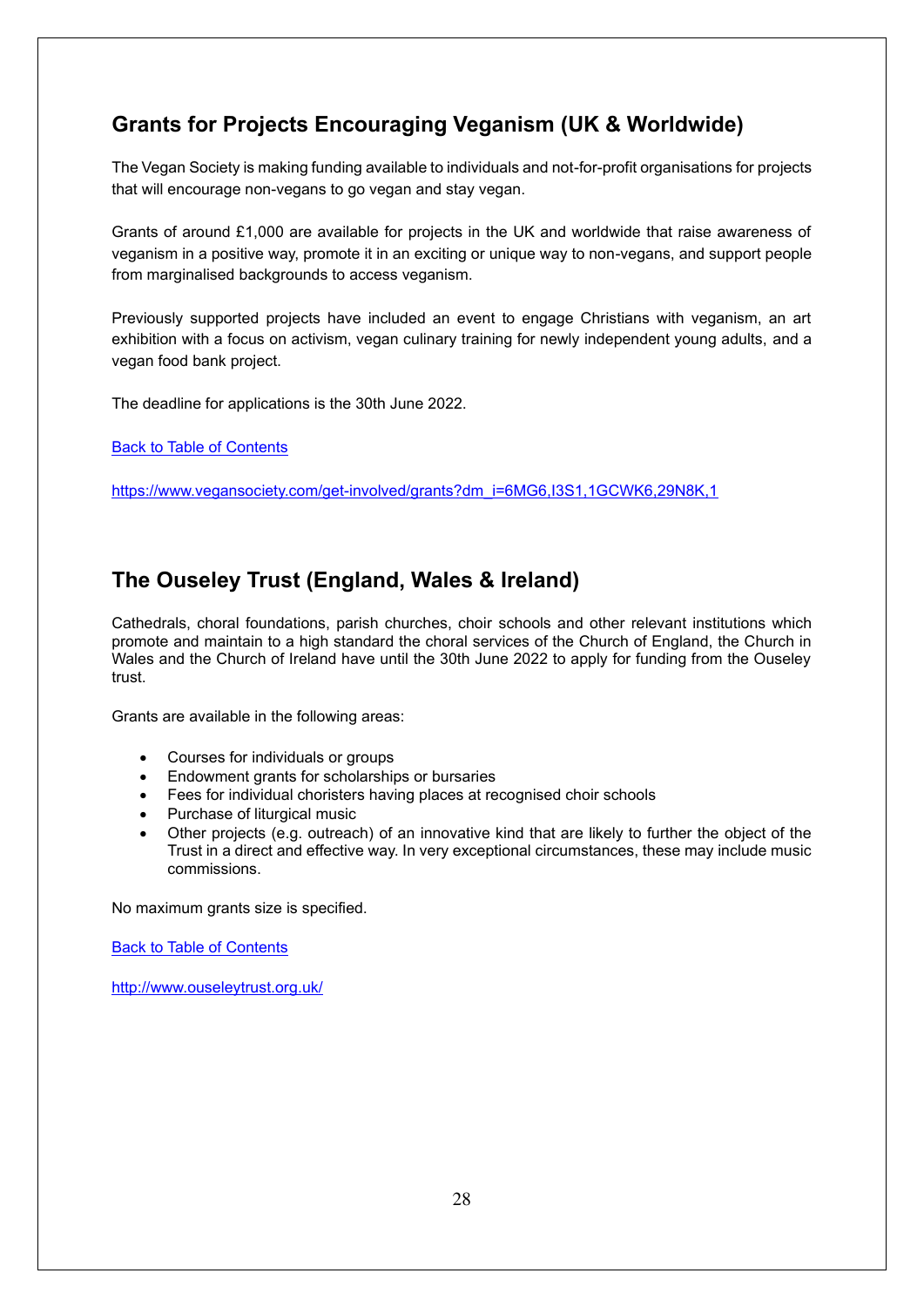## Grants for Projects Encouraging Veganism (UK & Worldwide)

The Vegan Society is making funding available to individuals and not-for-profit organisations for projects that will encourage non-vegans to go vegan and stay vegan.

Grants of around £1,000 are available for projects in the UK and worldwide that raise awareness of veganism in a positive way, promote it in an exciting or unique way to non-vegans, and support people from marginalised backgrounds to access veganism.

Previously supported projects have included an event to engage Christians with veganism, an art exhibition with a focus on activism, vegan culinary training for newly independent young adults, and a vegan food bank project.

The deadline for applications is the 30th June 2022.

[Back to Table of Contents]

https://www.vegansociety.com/get-involved/grants?dm_i=6MG6,I3S1,1GCWK6,29N8K,1

## The Ouseley Trust (England, Wales & Ireland)

Cathedrals, choral foundations, parish churches, choir schools and other relevant institutions which promote and maintain to a high standard the choral services of the Church of England, the Church in Wales and the Church of Ireland have until the 30th June 2022 to apply for funding from the Ouseley trust.

Grants are available in the following areas:

- Courses for individuals or groups
- Endowment grants for scholarships or bursaries
- Fees for individual choristers having places at recognised choir schools
- Purchase of liturgical music
- Other projects (e.g. outreach) of an innovative kind that are likely to further the object of the Trust in a direct and effective way. In very exceptional circumstances, these may include music commissions.

No maximum grants size is specified.

[Back to Table of Contents]

http://www.ouseleytrust.org.uk/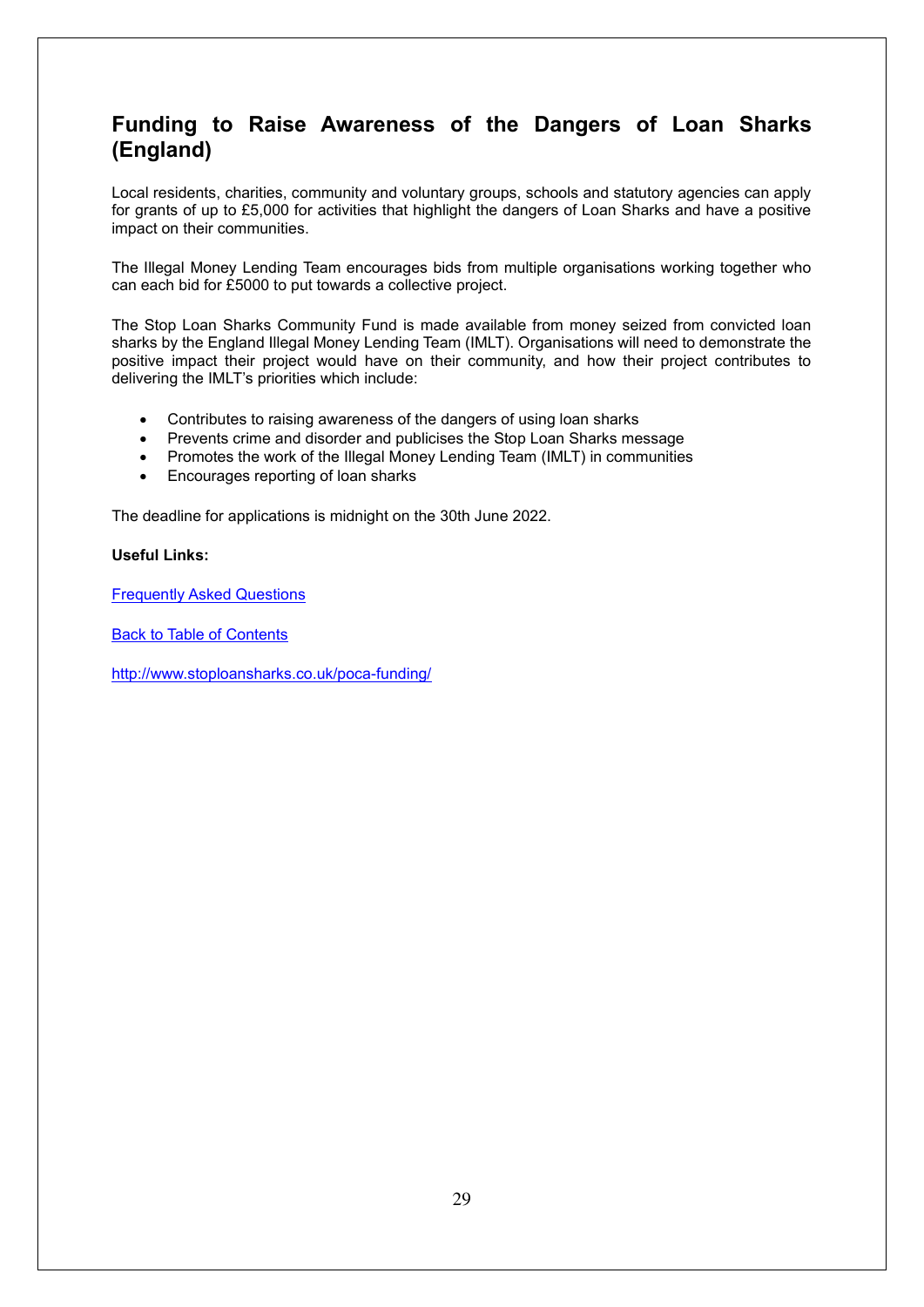## Funding to Raise Awareness of the Dangers of Loan Sharks (England)

Local residents, charities, community and voluntary groups, schools and statutory agencies can apply for grants of up to £5,000 for activities that highlight the dangers of Loan Sharks and have a positive impact on their communities.

The Illegal Money Lending Team encourages bids from multiple organisations working together who can each bid for £5000 to put towards a collective project.

The Stop Loan Sharks Community Fund is made available from money seized from convicted loan sharks by the England Illegal Money Lending Team (IMLT). Organisations will need to demonstrate the positive impact their project would have on their community, and how their project contributes to delivering the IMLT's priorities which include:

- Contributes to raising awareness of the dangers of using loan sharks
- Prevents crime and disorder and publicises the Stop Loan Sharks message
- Promotes the work of the Illegal Money Lending Team (IMLT) in communities
- Encourages reporting of loan sharks

The deadline for applications is midnight on the 30th June 2022.

**Useful Links:**

Frequently Asked Questions

Back to Table of Contents

http://www.stoploansharks.co.uk/poca-funding/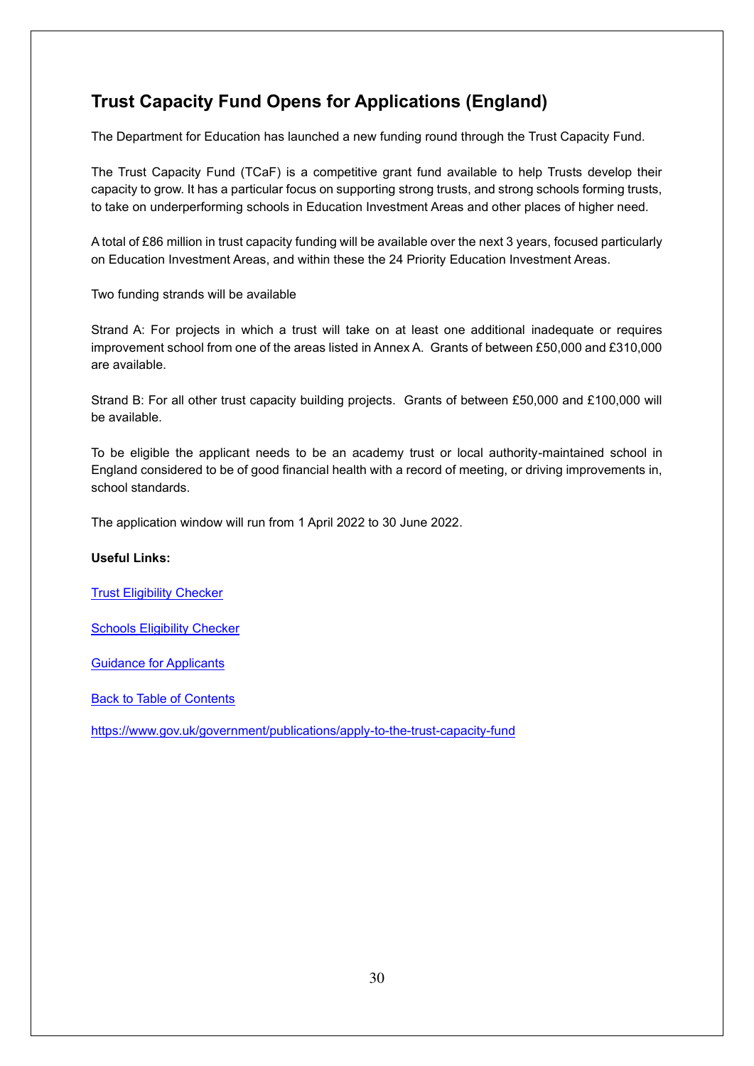## Trust Capacity Fund Opens for Applications (England)

The Department for Education has launched a new funding round through the Trust Capacity Fund.

The Trust Capacity Fund (TCaF) is a competitive grant fund available to help Trusts develop their capacity to grow. It has a particular focus on supporting strong trusts, and strong schools forming trusts, to take on underperforming schools in Education Investment Areas and other places of higher need.

A total of £86 million in trust capacity funding will be available over the next 3 years, focused particularly on Education Investment Areas, and within these the 24 Priority Education Investment Areas.

Two funding strands will be available

Strand A: For projects in which a trust will take on at least one additional inadequate or requires improvement school from one of the areas listed in Annex A. Grants of between £50,000 and £310,000 are available.

Strand B: For all other trust capacity building projects. Grants of between £50,000 and £100,000 will be available.

To be eligible the applicant needs to be an academy trust or local authority-maintained school in England considered to be of good financial health with a record of meeting, or driving improvements in, school standards.

The application window will run from 1 April 2022 to 30 June 2022.

**Useful Links:**

Trust Eligibility Checker

Schools Eligibility Checker

Guidance for Applicants

Back to Table of Contents

https://www.gov.uk/government/publications/apply-to-the-trust-capacity-fund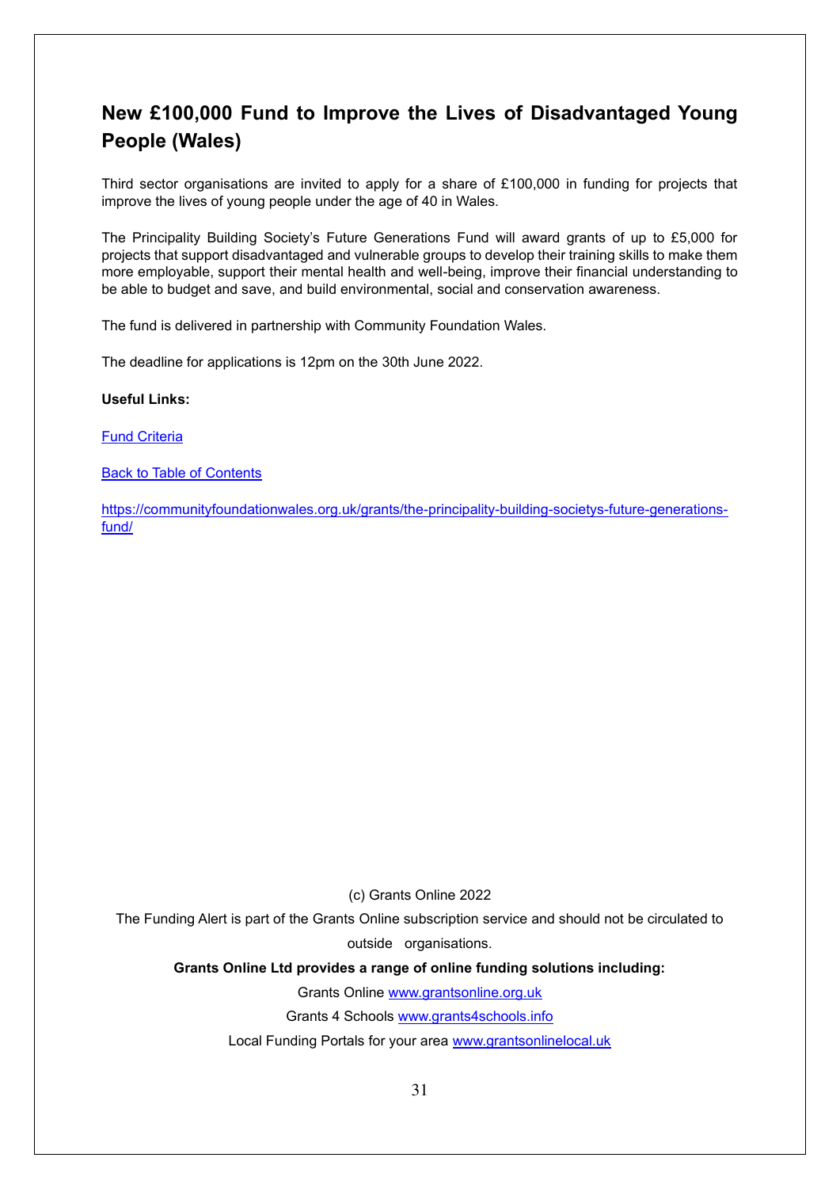## New £100,000 Fund to Improve the Lives of Disadvantaged Young People (Wales)

Third sector organisations are invited to apply for a share of £100,000 in funding for projects that improve the lives of young people under the age of 40 in Wales.

The Principality Building Society's Future Generations Fund will award grants of up to £5,000 for projects that support disadvantaged and vulnerable groups to develop their training skills to make them more employable, support their mental health and well-being, improve their financial understanding to be able to budget and save, and build environmental, social and conservation awareness.

The fund is delivered in partnership with Community Foundation Wales.

The deadline for applications is 12pm on the 30th June 2022.

**Useful Links:**

Fund Criteria

Back to Table of Contents

https://communityfoundationwales.org.uk/grants/the-principality-building-societys-future-generations-fund/

(c) Grants Online 2022

The Funding Alert is part of the Grants Online subscription service and should not be circulated to outside organisations.

**Grants Online Ltd provides a range of online funding solutions including:**

Grants Online www.grantsonline.org.uk

Grants 4 Schools www.grants4schools.info

Local Funding Portals for your area www.grantsonlinelocal.uk